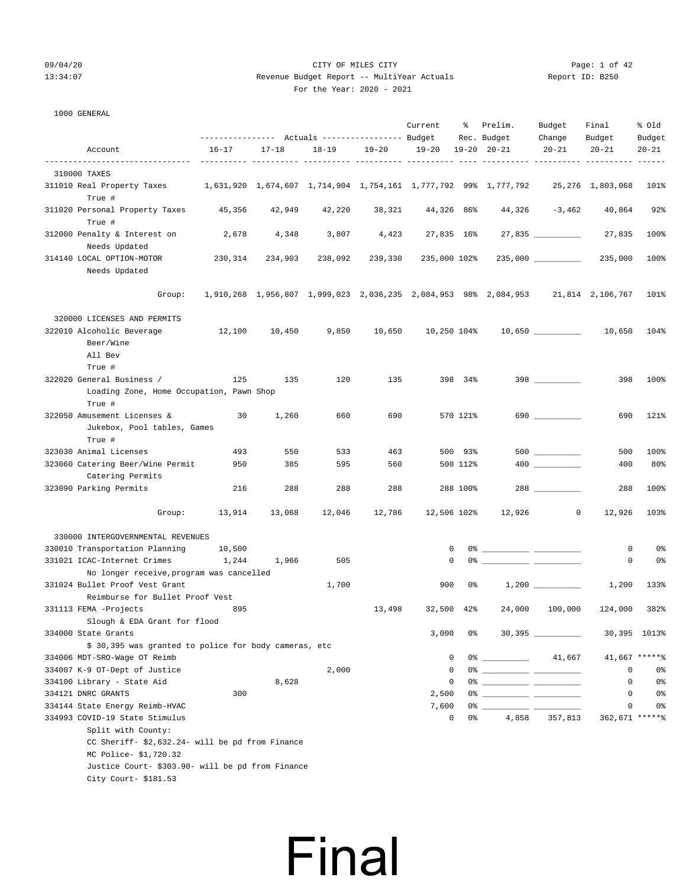CITY OF MILES CITY

Revenue Budget Report -- MultiYear Actuals

For the Year: 2020 - 2021

Report ID: B250

09/04/20 13:34:07

## 1000 GENERAL

| Account | Actuals 16-17 | Actuals 17-18 | Actuals 18-19 | Actuals 19-20 | Current Budget 19-20 | % Rec. 19-20 | Prelim. Budget 20-21 | Budget Change 20-21 | Final Budget 20-21 | % Old Budget 20-21 |
|---|---|---|---|---|---|---|---|---|---|---|
| **310000 TAXES** | | | | | | | | | | |
| 311010 Real Property Taxes<br>True # | 1,631,920 | 1,674,607 | 1,714,904 | 1,754,161 | 1,777,792 | 99% | 1,777,792 | 25,276 | 1,803,068 | 101% |
| 311020 Personal Property Taxes<br>True # | 45,356 | 42,949 | 42,220 | 38,321 | 44,326 | 86% | 44,326 | -3,462 | 40,864 | 92% |
| 312000 Penalty & Interest on<br>Needs Updated | 2,678 | 4,348 | 3,807 | 4,423 | 27,835 | 16% | 27,835 | __________ | 27,835 | 100% |
| 314140 LOCAL OPTION-MOTOR<br>Needs Updated | 230,314 | 234,903 | 238,092 | 239,330 | 235,000 | 102% | 235,000 | __________ | 235,000 | 100% |
| Group: | 1,910,268 | 1,956,807 | 1,999,023 | 2,036,235 | 2,084,953 | 98% | 2,084,953 | 21,814 | 2,106,767 | 101% |
| **320000 LICENSES AND PERMITS** | | | | | | | | | | |
| 322010 Alcoholic Beverage<br>Beer/Wine<br>All Bev<br>True # | 12,100 | 10,450 | 9,850 | 10,650 | 10,250 | 104% | 10,650 | __________ | 10,650 | 104% |
| 322020 General Business /<br>Loading Zone, Home Occupation, Pawn Shop<br>True # | 125 | 135 | 120 | 135 | 398 | 34% | 398 | __________ | 398 | 100% |
| 322050 Amusement Licenses &<br>Jukebox, Pool tables, Games<br>True # | 30 | 1,260 | 660 | 690 | 570 | 121% | 690 | __________ | 690 | 121% |
| 323030 Animal Licenses | 493 | 550 | 533 | 463 | 500 | 93% | 500 | __________ | 500 | 100% |
| 323060 Catering Beer/Wine Permit<br>Catering Permits | 950 | 385 | 595 | 560 | 500 | 112% | 400 | __________ | 400 | 80% |
| 323090 Parking Permits | 216 | 288 | 288 | 288 | 288 | 100% | 288 | __________ | 288 | 100% |
| Group: | 13,914 | 13,068 | 12,046 | 12,786 | 12,506 | 102% | 12,926 | 0 | 12,926 | 103% |
| **330000 INTERGOVERNMENTAL REVENUES** | | | | | | | | | | |
| 330010 Transportation Planning | 10,500 | | | | 0 | 0% | __________ | __________ | 0 | 0% |
| 331021 ICAC-Internet Crimes<br>No longer receive,program was cancelled | 1,244 | 1,966 | 505 | | 0 | 0% | __________ | __________ | 0 | 0% |
| 331024 Bullet Proof Vest Grant<br>Reimburse for Bullet Proof Vest | | | 1,700 | | 900 | 0% | 1,200 | __________ | 1,200 | 133% |
| 331113 FEMA -Projects<br>Slough & EDA Grant for flood | 895 | | | 13,498 | 32,500 | 42% | 24,000 | 100,000 | 124,000 | 382% |
| 334000 State Grants<br>$ 30,395 was granted to police for body cameras, etc | | | | | 3,000 | 0% | 30,395 | __________ | 30,395 | 1013% |
| 334006 MDT-SRO-Wage OT Reimb | | | | | 0 | 0% | __________ | 41,667 | 41,667 | *****% |
| 334007 K-9 OT-Dept of Justice | | | 2,000 | | 0 | 0% | __________ | __________ | 0 | 0% |
| 334100 Library - State Aid | | 8,628 | | | 0 | 0% | __________ | __________ | 0 | 0% |
| 334121 DNRC GRANTS | 300 | | | | 2,500 | 0% | __________ | __________ | 0 | 0% |
| 334144 State Energy Reimb-HVAC | | | | | 7,600 | 0% | __________ | __________ | 0 | 0% |
| 334993 COVID-19 State Stimulus<br>Split with County:<br>CC Sheriff- $2,632.24- will be pd from Finance<br>MC Police- $1,720.32<br>Justice Court- $303.90- will be pd from Finance<br>City Court- $181.53 | | | | | 0 | 0% | 4,858 | 357,813 | 362,671 | *****% |

# Final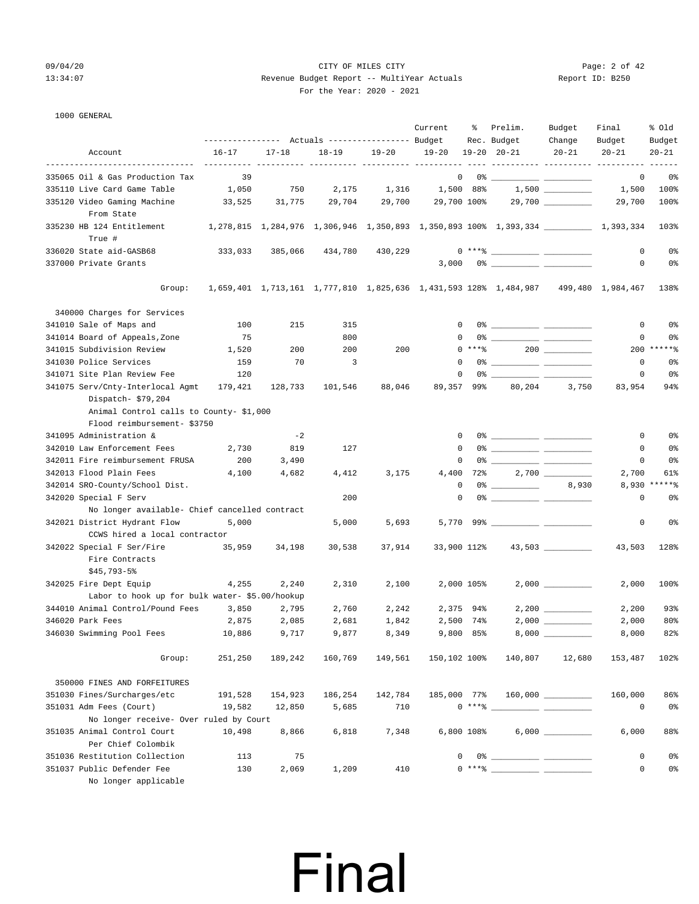1000 GENERAL

| Account | Actuals 16-17 | Actuals 17-18 | Actuals 18-19 | Actuals 19-20 | Current Budget 19-20 | % Rec. 19-20 | Prelim. Budget 20-21 | Budget Change 20-21 | Final Budget 20-21 | % Old Budget 20-21 |
|---|---|---|---|---|---|---|---|---|---|---|
| 335065 Oil & Gas Production Tax | 39 | | | | 0 | 0% | | | 0 | 0% |
| 335110 Live Card Game Table | 1,050 | 750 | 2,175 | 1,316 | 1,500 | 88% | 1,500 | | 1,500 | 100% |
| 335120 Video Gaming Machine From State | 33,525 | 31,775 | 29,704 | 29,700 | 29,700 | 100% | 29,700 | | 29,700 | 100% |
| 335230 HB 124 Entitlement True # | 1,278,815 | 1,284,976 | 1,306,946 | 1,350,893 | 1,350,893 | 100% | 1,393,334 | | 1,393,334 | 103% |
| 336020 State aid-GASB68 | 333,033 | 385,066 | 434,780 | 430,229 | 0 | ***% | | | 0 | 0% |
| 337000 Private Grants | | | | | 3,000 | 0% | | | 0 | 0% |
| Group: | 1,659,401 | 1,713,161 | 1,777,810 | 1,825,636 | 1,431,593 | 128% | 1,484,987 | 499,480 | 1,984,467 | 138% |
| 340000 Charges for Services | | | | | | | | | | |
| 341010 Sale of Maps and | 100 | 215 | 315 | | 0 | 0% | | | 0 | 0% |
| 341014 Board of Appeals,Zone | 75 | | 800 | | 0 | 0% | | | 0 | 0% |
| 341015 Subdivision Review | 1,520 | 200 | 200 | 200 | 0 | ***% | 200 | | 200 | *****% |
| 341030 Police Services | 159 | 70 | 3 | | 0 | 0% | | | 0 | 0% |
| 341071 Site Plan Review Fee | 120 | | | | 0 | 0% | | | 0 | 0% |
| 341075 Serv/Cnty-Interlocal Agmt<br>Dispatch- $79,204<br>Animal Control calls to County- $1,000<br>Flood reimbursement- $3750 | 179,421 | 128,733 | 101,546 | 88,046 | 89,357 | 99% | 80,204 | 3,750 | 83,954 | 94% |
| 341095 Administration & | | -2 | | | 0 | 0% | | | 0 | 0% |
| 342010 Law Enforcement Fees | 2,730 | 819 | 127 | | 0 | 0% | | | 0 | 0% |
| 342011 Fire reimbursement FRUSA | 200 | 3,490 | | | 0 | 0% | | | 0 | 0% |
| 342013 Flood Plain Fees | 4,100 | 4,682 | 4,412 | 3,175 | 4,400 | 72% | 2,700 | | 2,700 | 61% |
| 342014 SRO-County/School Dist. | | | | | 0 | 0% | | 8,930 | 8,930 | *****% |
| 342020 Special F Serv<br>No longer available- Chief cancelled contract | | | 200 | | 0 | 0% | | | 0 | 0% |
| 342021 District Hydrant Flow<br>CCWS hired a local contractor | 5,000 | | 5,000 | 5,693 | 5,770 | 99% | | | 0 | 0% |
| 342022 Special F Ser/Fire<br>Fire Contracts<br>$45,793-5% | 35,959 | 34,198 | 30,538 | 37,914 | 33,900 | 112% | 43,503 | | 43,503 | 128% |
| 342025 Fire Dept Equip<br>Labor to hook up for bulk water- $5.00/hookup | 4,255 | 2,240 | 2,310 | 2,100 | 2,000 | 105% | 2,000 | | 2,000 | 100% |
| 344010 Animal Control/Pound Fees | 3,850 | 2,795 | 2,760 | 2,242 | 2,375 | 94% | 2,200 | | 2,200 | 93% |
| 346020 Park Fees | 2,875 | 2,085 | 2,681 | 1,842 | 2,500 | 74% | 2,000 | | 2,000 | 80% |
| 346030 Swimming Pool Fees | 10,886 | 9,717 | 9,877 | 8,349 | 9,800 | 85% | 8,000 | | 8,000 | 82% |
| Group: | 251,250 | 189,242 | 160,769 | 149,561 | 150,102 | 100% | 140,807 | 12,680 | 153,487 | 102% |
| 350000 FINES AND FORFEITURES | | | | | | | | | | |
| 351030 Fines/Surcharges/etc | 191,528 | 154,923 | 186,254 | 142,784 | 185,000 | 77% | 160,000 | | 160,000 | 86% |
| 351031 Adm Fees (Court)<br>No longer receive- Over ruled by Court | 19,582 | 12,850 | 5,685 | 710 | 0 | ***% | | | 0 | 0% |
| 351035 Animal Control Court<br>Per Chief Colombik | 10,498 | 8,866 | 6,818 | 7,348 | 6,800 | 108% | 6,000 | | 6,000 | 88% |
| 351036 Restitution Collection | 113 | 75 | | | 0 | 0% | | | 0 | 0% |
| 351037 Public Defender Fee<br>No longer applicable | 130 | 2,069 | 1,209 | 410 | 0 | ***% | | | 0 | 0% |

# Final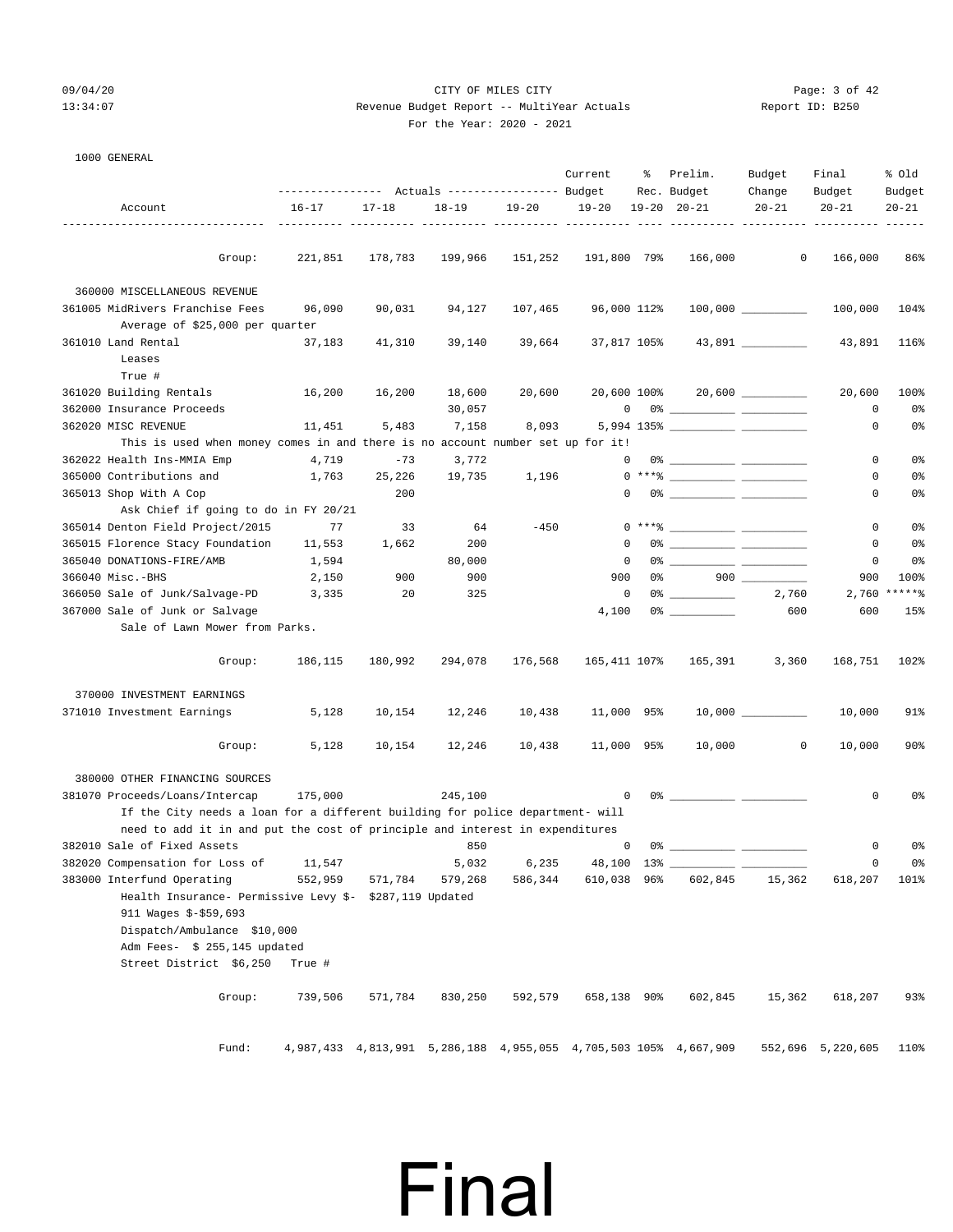CITY OF MILES CITY

Revenue Budget Report -- MultiYear Actuals

For the Year: 2020 - 2021

Report ID: B250

1000 GENERAL

| Account | Actuals 16-17 | Actuals 17-18 | Actuals 18-19 | Actuals 19-20 | Current Budget 19-20 | % Rec. 19-20 | Prelim. Budget 20-21 | Budget Change 20-21 | Final Budget 20-21 | % Old Budget 20-21 |
|---|---|---|---|---|---|---|---|---|---|---|
| Group: | 221,851 | 178,783 | 199,966 | 151,252 | 191,800 | 79% | 166,000 | 0 | 166,000 | 86% |
| **360000 MISCELLANEOUS REVENUE** | | | | | | | | | | |
| 361005 MidRivers Franchise Fees | 96,090 | 90,031 | 94,127 | 107,465 | 96,000 | 112% | 100,000 | __________ | 100,000 | 104% |
| Average of $25,000 per quarter | | | | | | | | | | |
| 361010 Land Rental | 37,183 | 41,310 | 39,140 | 39,664 | 37,817 | 105% | 43,891 | __________ | 43,891 | 116% |
| Leases | | | | | | | | | | |
| True # | | | | | | | | | | |
| 361020 Building Rentals | 16,200 | 16,200 | 18,600 | 20,600 | 20,600 | 100% | 20,600 | __________ | 20,600 | 100% |
| 362000 Insurance Proceeds | | | 30,057 | | 0 | 0% | __________ | __________ | 0 | 0% |
| 362020 MISC REVENUE | 11,451 | 5,483 | 7,158 | 8,093 | 5,994 | 135% | __________ | __________ | 0 | 0% |
| This is used when money comes in and there is no account number set up for it! | | | | | | | | | | |
| 362022 Health Ins-MMIA Emp | 4,719 | -73 | 3,772 | | 0 | 0% | __________ | __________ | 0 | 0% |
| 365000 Contributions and | 1,763 | 25,226 | 19,735 | 1,196 | 0 | ***% | __________ | __________ | 0 | 0% |
| 365013 Shop With A Cop | | 200 | | | 0 | 0% | __________ | __________ | 0 | 0% |
| Ask Chief if going to do in FY 20/21 | | | | | | | | | | |
| 365014 Denton Field Project/2015 | 77 | 33 | 64 | -450 | 0 | ***% | __________ | __________ | 0 | 0% |
| 365015 Florence Stacy Foundation | 11,553 | 1,662 | 200 | | 0 | 0% | __________ | __________ | 0 | 0% |
| 365040 DONATIONS-FIRE/AMB | 1,594 | | 80,000 | | 0 | 0% | __________ | __________ | 0 | 0% |
| 366040 Misc.-BHS | 2,150 | 900 | 900 | | 900 | 0% | 900 | __________ | 900 | 100% |
| 366050 Sale of Junk/Salvage-PD | 3,335 | 20 | 325 | | 0 | 0% | __________ | 2,760 | 2,760 | *****% |
| 367000 Sale of Junk or Salvage | | | | | 4,100 | 0% | __________ | 600 | 600 | 15% |
| Sale of Lawn Mower from Parks. | | | | | | | | | | |
| Group: | 186,115 | 180,992 | 294,078 | 176,568 | 165,411 | 107% | 165,391 | 3,360 | 168,751 | 102% |
| **370000 INVESTMENT EARNINGS** | | | | | | | | | | |
| 371010 Investment Earnings | 5,128 | 10,154 | 12,246 | 10,438 | 11,000 | 95% | 10,000 | __________ | 10,000 | 91% |
| Group: | 5,128 | 10,154 | 12,246 | 10,438 | 11,000 | 95% | 10,000 | 0 | 10,000 | 90% |
| **380000 OTHER FINANCING SOURCES** | | | | | | | | | | |
| 381070 Proceeds/Loans/Intercap | 175,000 | | 245,100 | | 0 | 0% | __________ | __________ | 0 | 0% |
| If the City needs a loan for a different building for police department- will need to add it in and put the cost of principle and interest in expenditures | | | | | | | | | | |
| 382010 Sale of Fixed Assets | | | 850 | | 0 | 0% | __________ | __________ | 0 | 0% |
| 382020 Compensation for Loss of | 11,547 | | 5,032 | 6,235 | 48,100 | 13% | __________ | __________ | 0 | 0% |
| 383000 Interfund Operating | 552,959 | 571,784 | 579,268 | 586,344 | 610,038 | 96% | 602,845 | 15,362 | 618,207 | 101% |
| Health Insurance- Permissive Levy $- $287,119 Updated | | | | | | | | | | |
| 911 Wages $-$59,693 | | | | | | | | | | |
| Dispatch/Ambulance $10,000 | | | | | | | | | | |
| Adm Fees- $ 255,145 updated | | | | | | | | | | |
| Street District $6,250 True # | | | | | | | | | | |
| Group: | 739,506 | 571,784 | 830,250 | 592,579 | 658,138 | 90% | 602,845 | 15,362 | 618,207 | 93% |
| Fund: | 4,987,433 | 4,813,991 | 5,286,188 | 4,955,055 | 4,705,503 | 105% | 4,667,909 | 552,696 | 5,220,605 | 110% |

# Final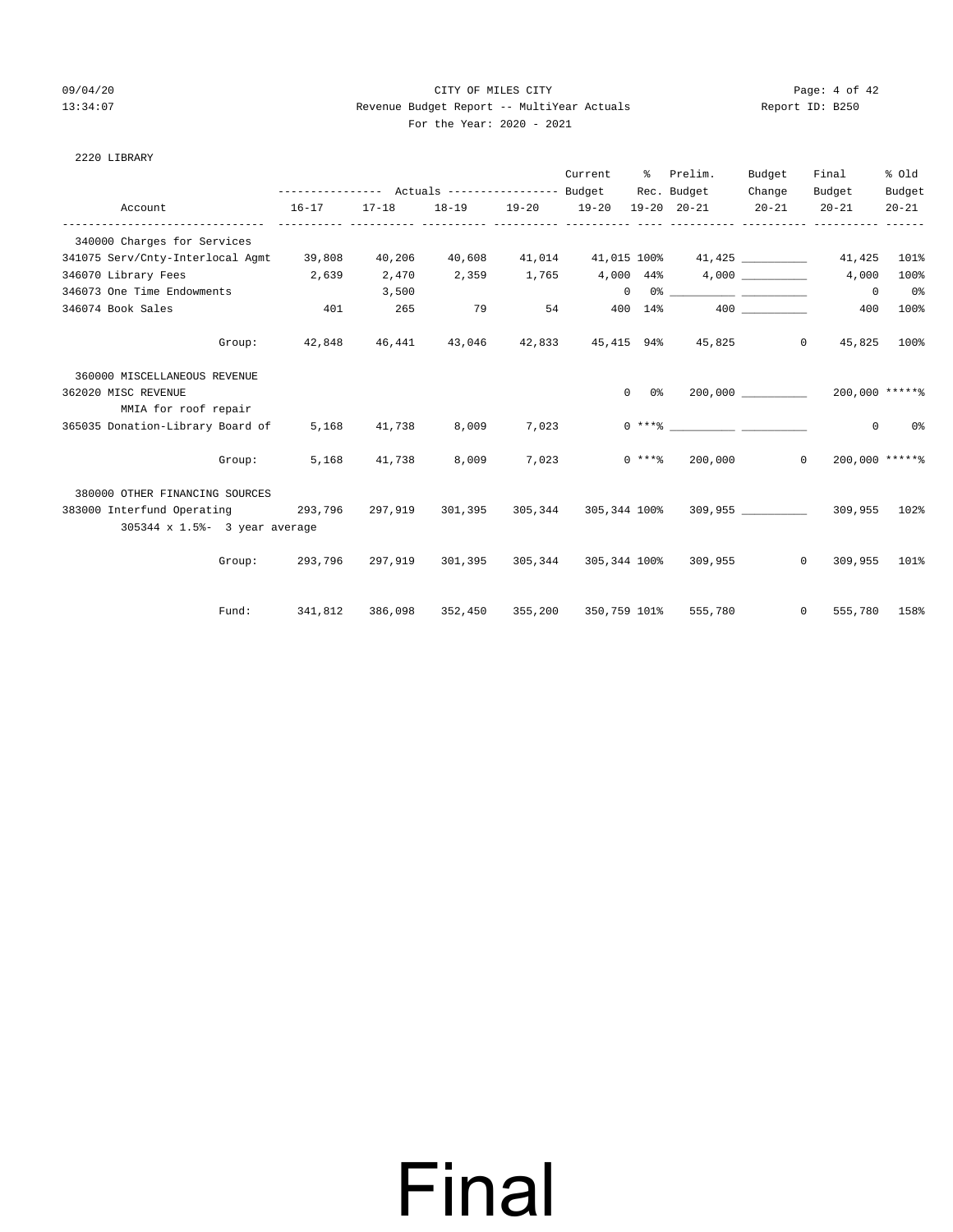CITY OF MILES CITY

Revenue Budget Report -- MultiYear Actuals

For the Year: 2020 - 2021

2220 LIBRARY

| Account | Actuals 16-17 | Actuals 17-18 | Actuals 18-19 | Actuals 19-20 | Current Budget 19-20 | % Rec. 19-20 | Prelim. Budget 20-21 | Budget Change 20-21 | Final Budget 20-21 | % Old Budget 20-21 |
|---|---|---|---|---|---|---|---|---|---|---|
| 340000 Charges for Services | | | | | | | | | | |
| 341075 Serv/Cnty-Interlocal Agmt | 39,808 | 40,206 | 40,608 | 41,014 | 41,015 | 100% | 41,425 | __________ | 41,425 | 101% |
| 346070 Library Fees | 2,639 | 2,470 | 2,359 | 1,765 | 4,000 | 44% | 4,000 | __________ | 4,000 | 100% |
| 346073 One Time Endowments | | 3,500 | | | 0 | 0% | __________ | __________ | 0 | 0% |
| 346074 Book Sales | 401 | 265 | 79 | 54 | 400 | 14% | 400 | __________ | 400 | 100% |
| Group: | 42,848 | 46,441 | 43,046 | 42,833 | 45,415 | 94% | 45,825 | 0 | 45,825 | 100% |
| 360000 MISCELLANEOUS REVENUE | | | | | | | | | | |
| 362020 MISC REVENUE | | | | | 0 | 0% | 200,000 | __________ | 200,000 | *****% |
| MMIA for roof repair | | | | | | | | | | |
| 365035 Donation-Library Board of | 5,168 | 41,738 | 8,009 | 7,023 | 0 | ***% | __________ | __________ | 0 | 0% |
| Group: | 5,168 | 41,738 | 8,009 | 7,023 | 0 | ***% | 200,000 | 0 | 200,000 | *****% |
| 380000 OTHER FINANCING SOURCES | | | | | | | | | | |
| 383000 Interfund Operating | 293,796 | 297,919 | 301,395 | 305,344 | 305,344 | 100% | 309,955 | __________ | 309,955 | 102% |
| 305344 x 1.5%- 3 year average | | | | | | | | | | |
| Group: | 293,796 | 297,919 | 301,395 | 305,344 | 305,344 | 100% | 309,955 | 0 | 309,955 | 101% |
| Fund: | 341,812 | 386,098 | 352,450 | 355,200 | 350,759 | 101% | 555,780 | 0 | 555,780 | 158% |

# Final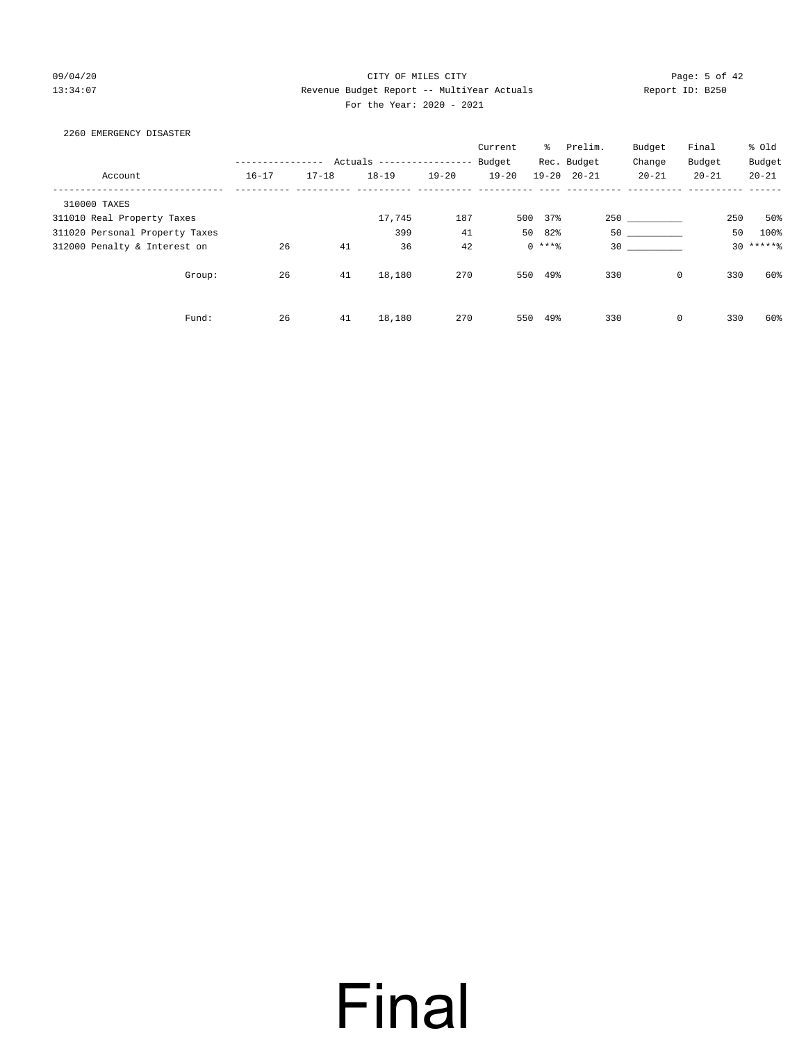CITY OF MILES CITY

Revenue Budget Report -- MultiYear Actuals

For the Year: 2020 - 2021

2260 EMERGENCY DISASTER

| Account | Actuals 16-17 | Actuals 17-18 | Actuals 18-19 | Actuals 19-20 | Current Budget 19-20 | % Rec. 19-20 | Prelim. Budget 20-21 | Budget Change 20-21 | Final Budget 20-21 | % Old Budget 20-21 |
|---|---|---|---|---|---|---|---|---|---|---|
| 310000 TAXES | | | | | | | | | | |
| 311010 Real Property Taxes | | | 17,745 | 187 | 500 | 37% | 250 | __________ | 250 | 50% |
| 311020 Personal Property Taxes | | | 399 | 41 | 50 | 82% | 50 | __________ | 50 | 100% |
| 312000 Penalty & Interest on | 26 | 41 | 36 | 42 | 0 | ***% | 30 | __________ | 30 | *****% |
| Group: | 26 | 41 | 18,180 | 270 | 550 | 49% | 330 | 0 | 330 | 60% |
| Fund: | 26 | 41 | 18,180 | 270 | 550 | 49% | 330 | 0 | 330 | 60% |

Final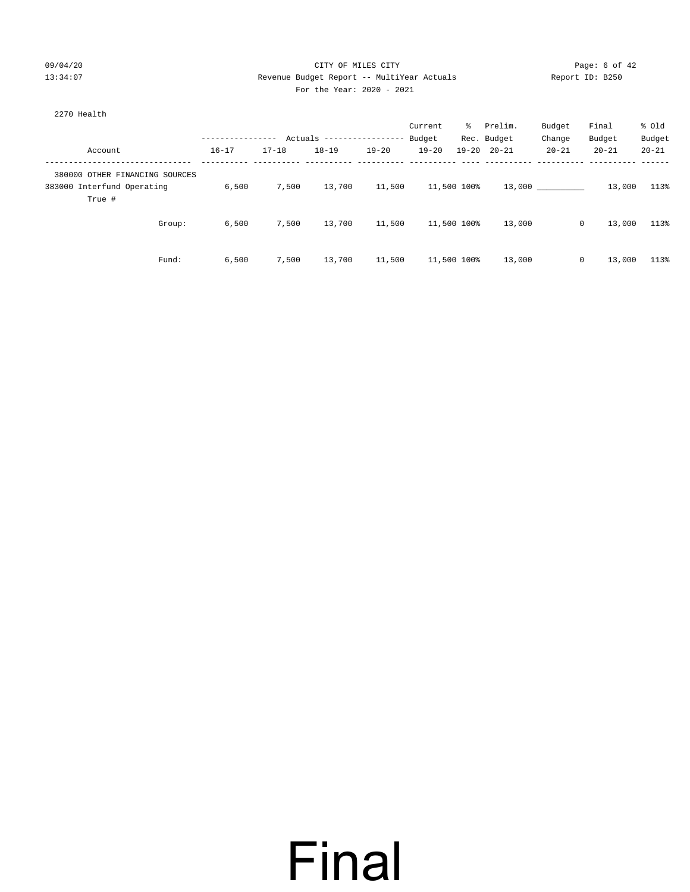CITY OF MILES CITY

Revenue Budget Report -- MultiYear Actuals

For the Year: 2020 - 2021

2270 Health

| Account | Actuals 16-17 | Actuals 17-18 | Actuals 18-19 | Actuals 19-20 | Current Budget 19-20 | % Rec. 19-20 | Prelim. Budget 20-21 | Budget Change 20-21 | Final Budget 20-21 | % Old Budget 20-21 |
|---|---|---|---|---|---|---|---|---|---|---|
| 380000 OTHER FINANCING SOURCES | | | | | | | | | | |
| 383000 Interfund Operating | 6,500 | 7,500 | 13,700 | 11,500 | 11,500 | 100% | 13,000 | __________ | 13,000 | 113% |
| True # | | | | | | | | | | |
| Group: | 6,500 | 7,500 | 13,700 | 11,500 | 11,500 | 100% | 13,000 | 0 | 13,000 | 113% |
| Fund: | 6,500 | 7,500 | 13,700 | 11,500 | 11,500 | 100% | 13,000 | 0 | 13,000 | 113% |

Final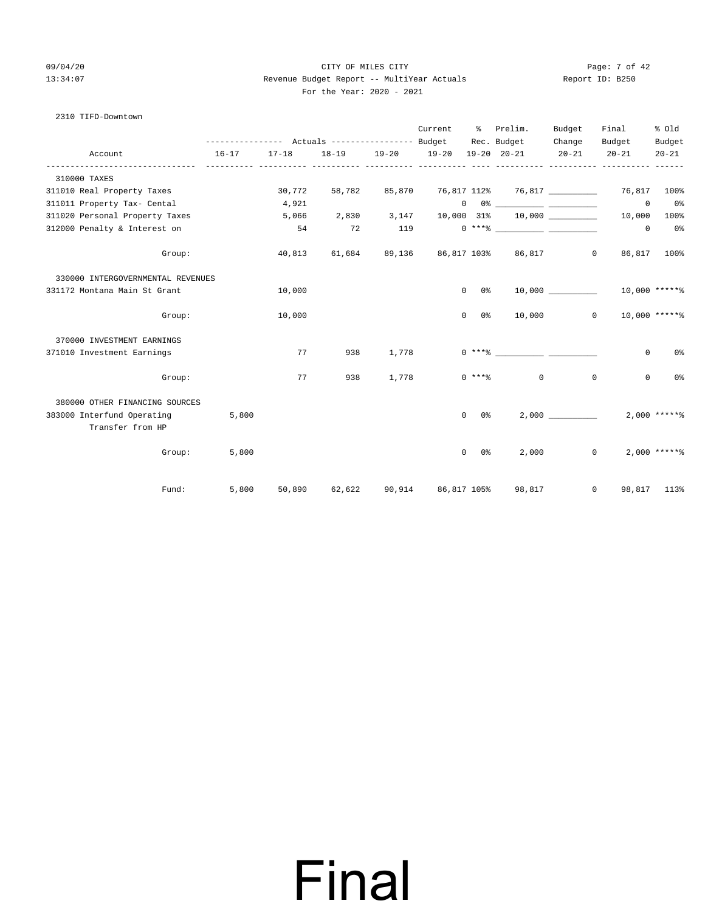CITY OF MILES CITY

Revenue Budget Report -- MultiYear Actuals

For the Year: 2020 - 2021

2310 TIFD-Downtown

| Account | Actuals 16-17 | Actuals 17-18 | Actuals 18-19 | Actuals 19-20 | Current Budget 19-20 | % Rec. 19-20 | Prelim. Budget 20-21 | Budget Change 20-21 | Final Budget 20-21 | % Old Budget 20-21 |
|---|---|---|---|---|---|---|---|---|---|---|
| **310000 TAXES** | | | | | | | | | | |
| 311010 Real Property Taxes | | 30,772 | 58,782 | 85,870 | 76,817 | 112% | 76,817 | __________ | 76,817 | 100% |
| 311011 Property Tax- Cental | | 4,921 | | | 0 | 0% | __________ | __________ | 0 | 0% |
| 311020 Personal Property Taxes | | 5,066 | 2,830 | 3,147 | 10,000 | 31% | 10,000 | __________ | 10,000 | 100% |
| 312000 Penalty & Interest on | | 54 | 72 | 119 | 0 | ***% | __________ | __________ | 0 | 0% |
| Group: | | 40,813 | 61,684 | 89,136 | 86,817 | 103% | 86,817 | 0 | 86,817 | 100% |
| **330000 INTERGOVERNMENTAL REVENUES** | | | | | | | | | | |
| 331172 Montana Main St Grant | | 10,000 | | | 0 | 0% | 10,000 | __________ | 10,000 | *****% |
| Group: | | 10,000 | | | 0 | 0% | 10,000 | 0 | 10,000 | *****% |
| **370000 INVESTMENT EARNINGS** | | | | | | | | | | |
| 371010 Investment Earnings | | 77 | 938 | 1,778 | 0 | ***% | __________ | __________ | 0 | 0% |
| Group: | | 77 | 938 | 1,778 | 0 | ***% | 0 | 0 | 0 | 0% |
| **380000 OTHER FINANCING SOURCES** | | | | | | | | | | |
| 383000 Interfund Operating Transfer from HP | 5,800 | | | | 0 | 0% | 2,000 | __________ | 2,000 | *****% |
| Group: | 5,800 | | | | 0 | 0% | 2,000 | 0 | 2,000 | *****% |
| Fund: | 5,800 | 50,890 | 62,622 | 90,914 | 86,817 | 105% | 98,817 | 0 | 98,817 | 113% |

# Final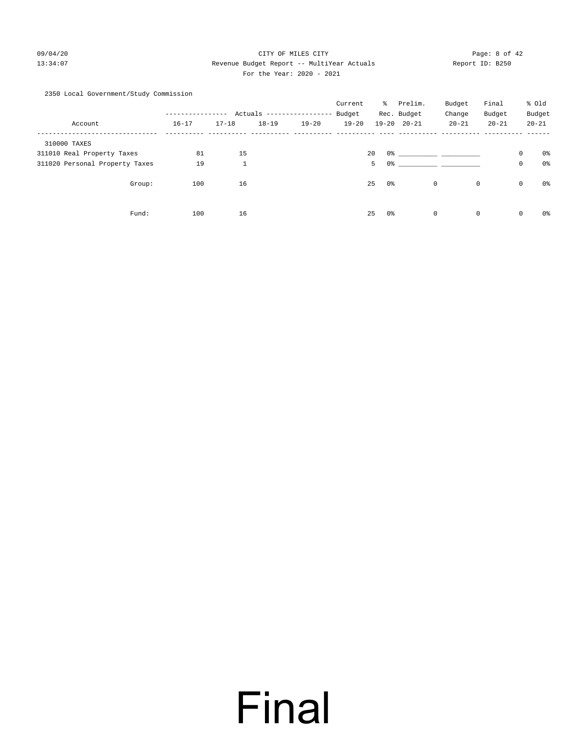CITY OF MILES CITY

Revenue Budget Report -- MultiYear Actuals

For the Year: 2020 - 2021

2350 Local Government/Study Commission

| Account | Actuals 16-17 | Actuals 17-18 | Actuals 18-19 | Actuals 19-20 | Current Budget 19-20 | % Rec. 19-20 | Prelim. Budget 20-21 | Budget Change 20-21 | Final Budget 20-21 | % Old Budget 20-21 |
|---|---|---|---|---|---|---|---|---|---|---|
| 310000 TAXES | | | | | | | | | | |
| 311010 Real Property Taxes | 81 | 15 | | | 20 | 0% | __________ | __________ | 0 | 0% |
| 311020 Personal Property Taxes | 19 | 1 | | | 5 | 0% | __________ | __________ | 0 | 0% |
| Group: | 100 | 16 | | | 25 | 0% | 0 | 0 | 0 | 0% |
| Fund: | 100 | 16 | | | 25 | 0% | 0 | 0 | 0 | 0% |

Final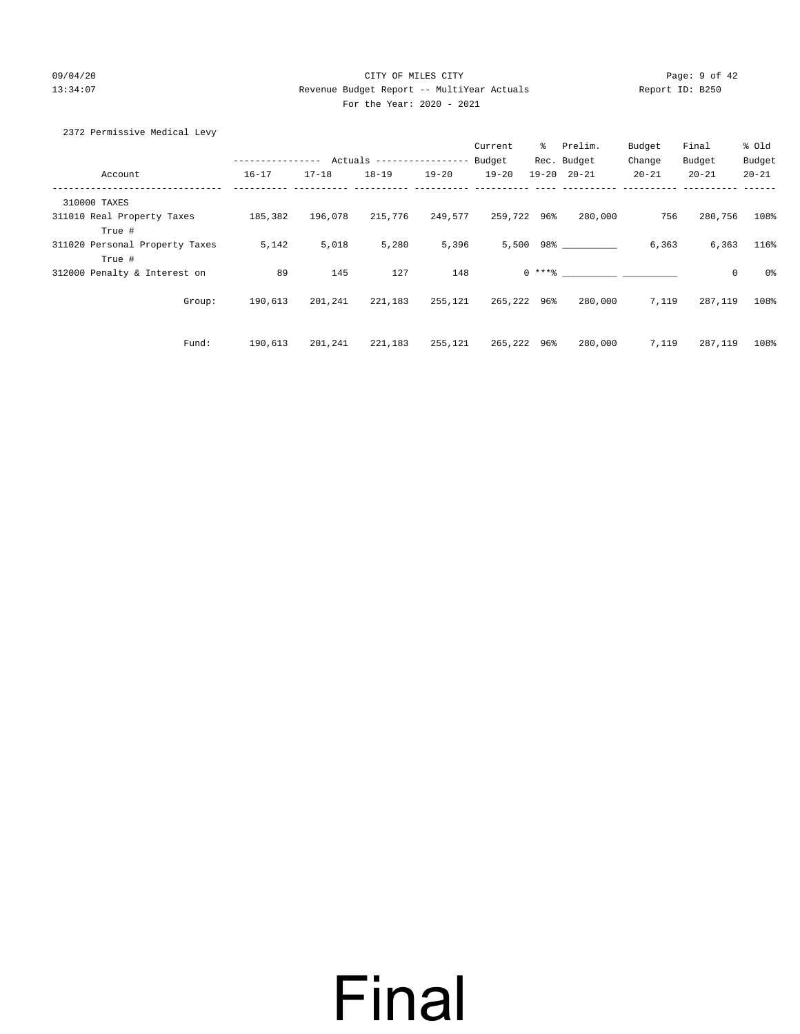CITY OF MILES CITY

Revenue Budget Report -- MultiYear Actuals

For the Year: 2020 - 2021

2372 Permissive Medical Levy

| Account | Actuals 16-17 | Actuals 17-18 | Actuals 18-19 | Actuals 19-20 | Current Budget 19-20 | % Rec. 19-20 | Prelim. Budget 20-21 | Budget Change 20-21 | Final Budget 20-21 | % Old Budget 20-21 |
|---|---|---|---|---|---|---|---|---|---|---|
| 310000 TAXES | | | | | | | | | | |
| 311010 Real Property Taxes True # | 185,382 | 196,078 | 215,776 | 249,577 | 259,722 | 96% | 280,000 | 756 | 280,756 | 108% |
| 311020 Personal Property Taxes True # | 5,142 | 5,018 | 5,280 | 5,396 | 5,500 | 98% | __________ | 6,363 | 6,363 | 116% |
| 312000 Penalty & Interest on | 89 | 145 | 127 | 148 | 0 | ***% | __________ | __________ | 0 | 0% |
| Group: | 190,613 | 201,241 | 221,183 | 255,121 | 265,222 | 96% | 280,000 | 7,119 | 287,119 | 108% |
| Fund: | 190,613 | 201,241 | 221,183 | 255,121 | 265,222 | 96% | 280,000 | 7,119 | 287,119 | 108% |

# Final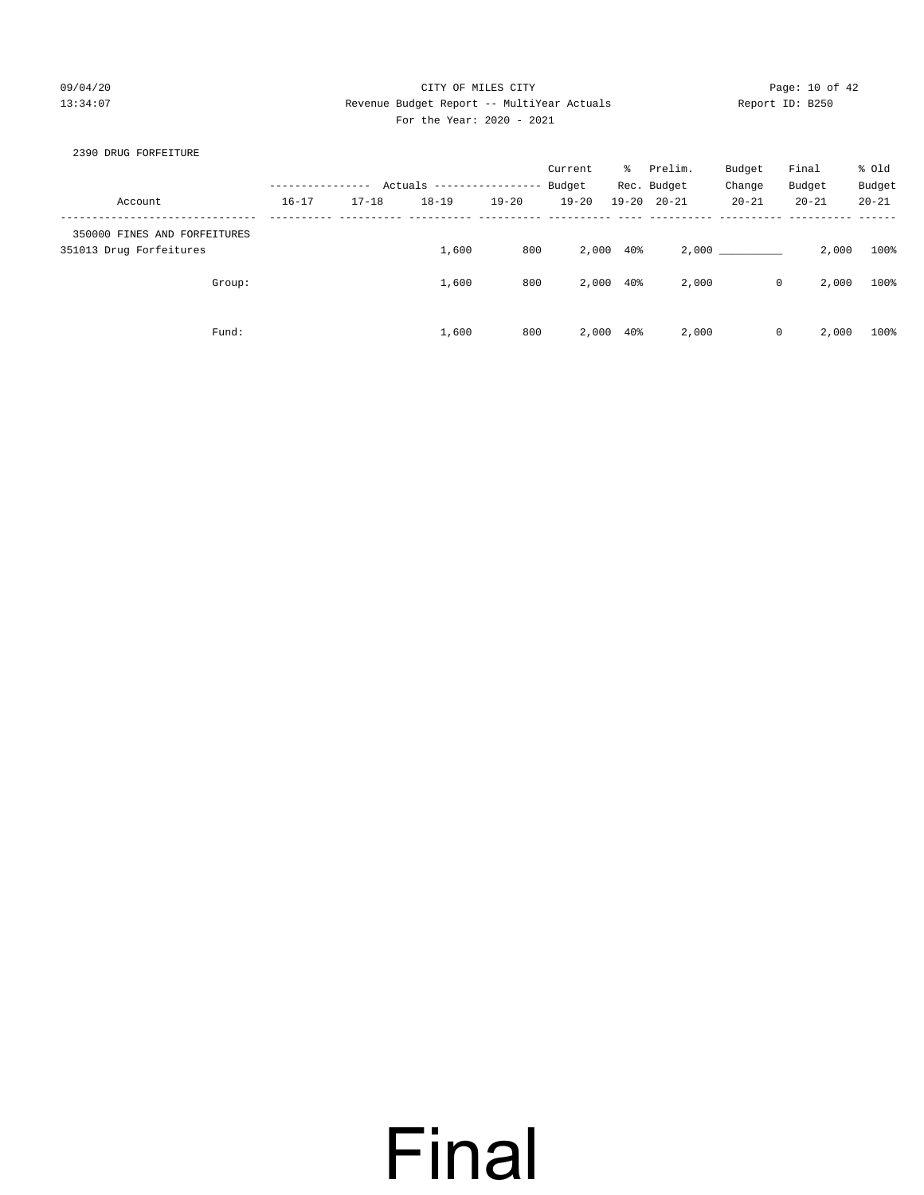CITY OF MILES CITY
Revenue Budget Report -- MultiYear Actuals
For the Year: 2020 - 2021

2390 DRUG FORFEITURE

| Account | Actuals 16-17 | Actuals 17-18 | Actuals 18-19 | Actuals 19-20 | Current Budget 19-20 | % Rec. 19-20 | Prelim. Budget 20-21 | Budget Change 20-21 | Final Budget 20-21 | % Old Budget 20-21 |
|---|---|---|---|---|---|---|---|---|---|---|
| 350000 FINES AND FORFEITURES | | | | | | | | | | |
| 351013 Drug Forfeitures | | | 1,600 | 800 | 2,000 | 40% | 2,000 | __________ | 2,000 | 100% |
| Group: | | | 1,600 | 800 | 2,000 | 40% | 2,000 | 0 | 2,000 | 100% |
| Fund: | | | 1,600 | 800 | 2,000 | 40% | 2,000 | 0 | 2,000 | 100% |

Final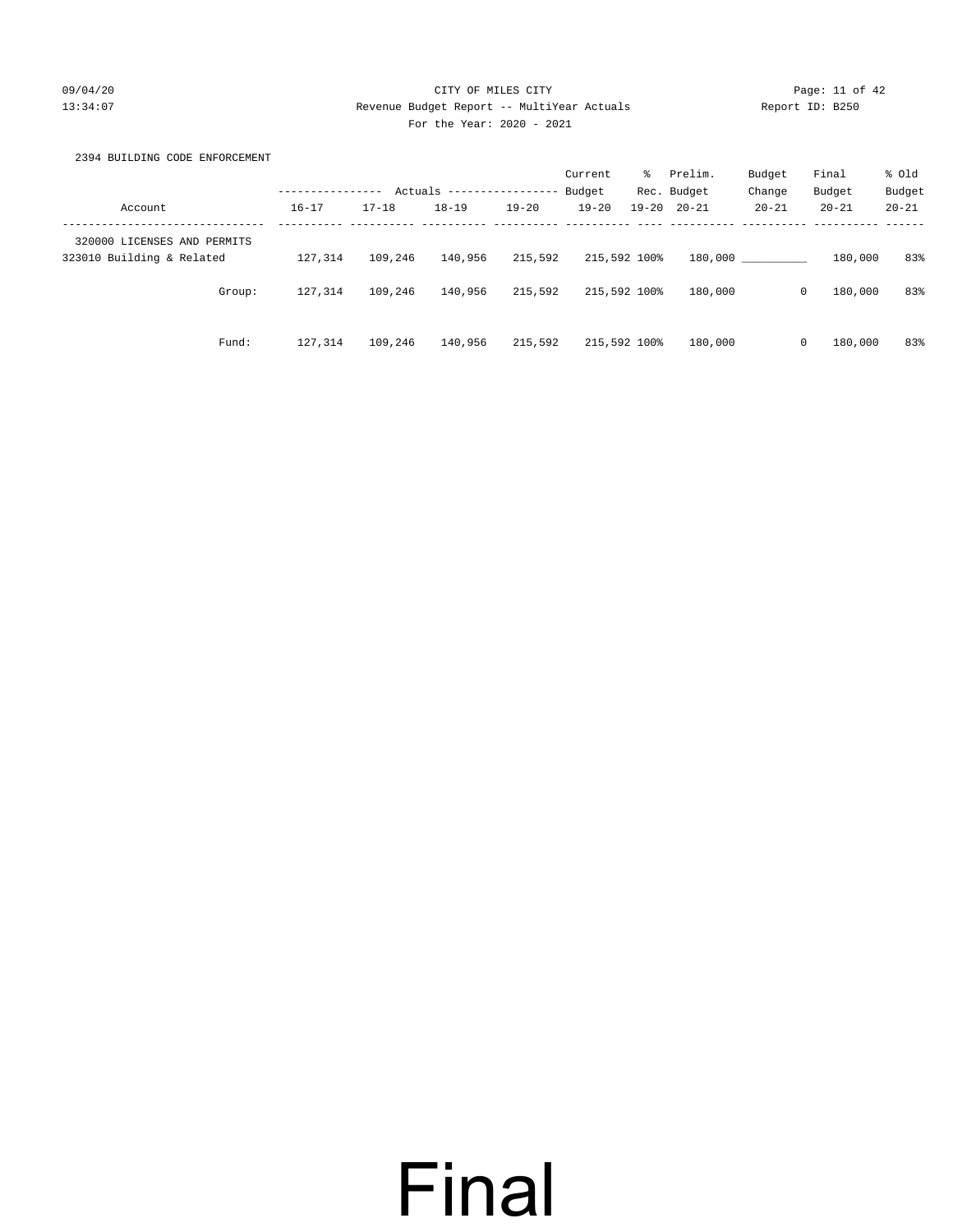CITY OF MILES CITY

Revenue Budget Report -- MultiYear Actuals

For the Year: 2020 - 2021

2394 BUILDING CODE ENFORCEMENT

| Account | Actuals 16-17 | Actuals 17-18 | Actuals 18-19 | Actuals 19-20 | Current Budget 19-20 | % Rec. 19-20 | Prelim. Budget 20-21 | Budget Change 20-21 | Final Budget 20-21 | % Old Budget 20-21 |
|---|---|---|---|---|---|---|---|---|---|---|
| 320000 LICENSES AND PERMITS | | | | | | | | | | |
| 323010 Building & Related | 127,314 | 109,246 | 140,956 | 215,592 | 215,592 | 100% | 180,000 | __________ | 180,000 | 83% |
| Group: | 127,314 | 109,246 | 140,956 | 215,592 | 215,592 | 100% | 180,000 | 0 | 180,000 | 83% |
| Fund: | 127,314 | 109,246 | 140,956 | 215,592 | 215,592 | 100% | 180,000 | 0 | 180,000 | 83% |

# Final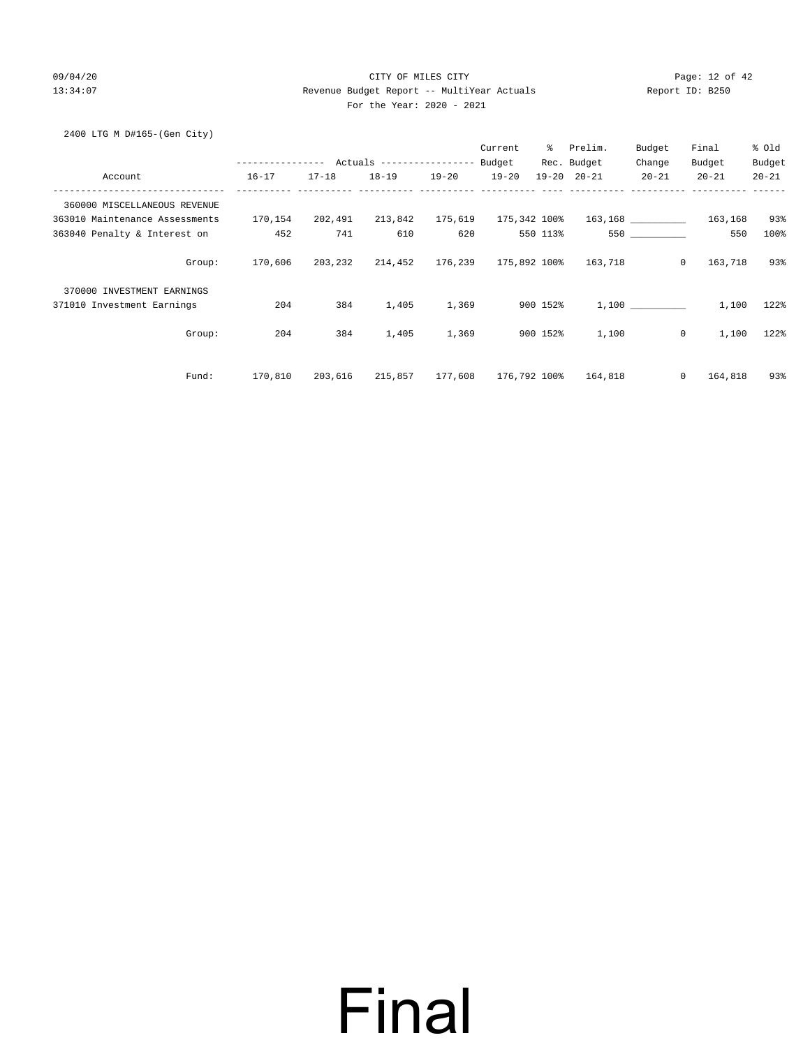CITY OF MILES CITY

Revenue Budget Report -- MultiYear Actuals

For the Year: 2020 - 2021

2400 LTG M D#165-(Gen City)

| Account | Actuals 16-17 | Actuals 17-18 | Actuals 18-19 | Actuals 19-20 | Current Budget 19-20 | % Rec. 19-20 | Prelim. Budget 20-21 | Budget Change 20-21 | Final Budget 20-21 | % Old Budget 20-21 |
|---|---|---|---|---|---|---|---|---|---|---|
| 360000 MISCELLANEOUS REVENUE | | | | | | | | | | |
| 363010 Maintenance Assessments | 170,154 | 202,491 | 213,842 | 175,619 | 175,342 | 100% | 163,168 | __________ | 163,168 | 93% |
| 363040 Penalty & Interest on | 452 | 741 | 610 | 620 | 550 | 113% | 550 | __________ | 550 | 100% |
| Group: | 170,606 | 203,232 | 214,452 | 176,239 | 175,892 | 100% | 163,718 | 0 | 163,718 | 93% |
| 370000 INVESTMENT EARNINGS | | | | | | | | | | |
| 371010 Investment Earnings | 204 | 384 | 1,405 | 1,369 | 900 | 152% | 1,100 | __________ | 1,100 | 122% |
| Group: | 204 | 384 | 1,405 | 1,369 | 900 | 152% | 1,100 | 0 | 1,100 | 122% |
| Fund: | 170,810 | 203,616 | 215,857 | 177,608 | 176,792 | 100% | 164,818 | 0 | 164,818 | 93% |

Final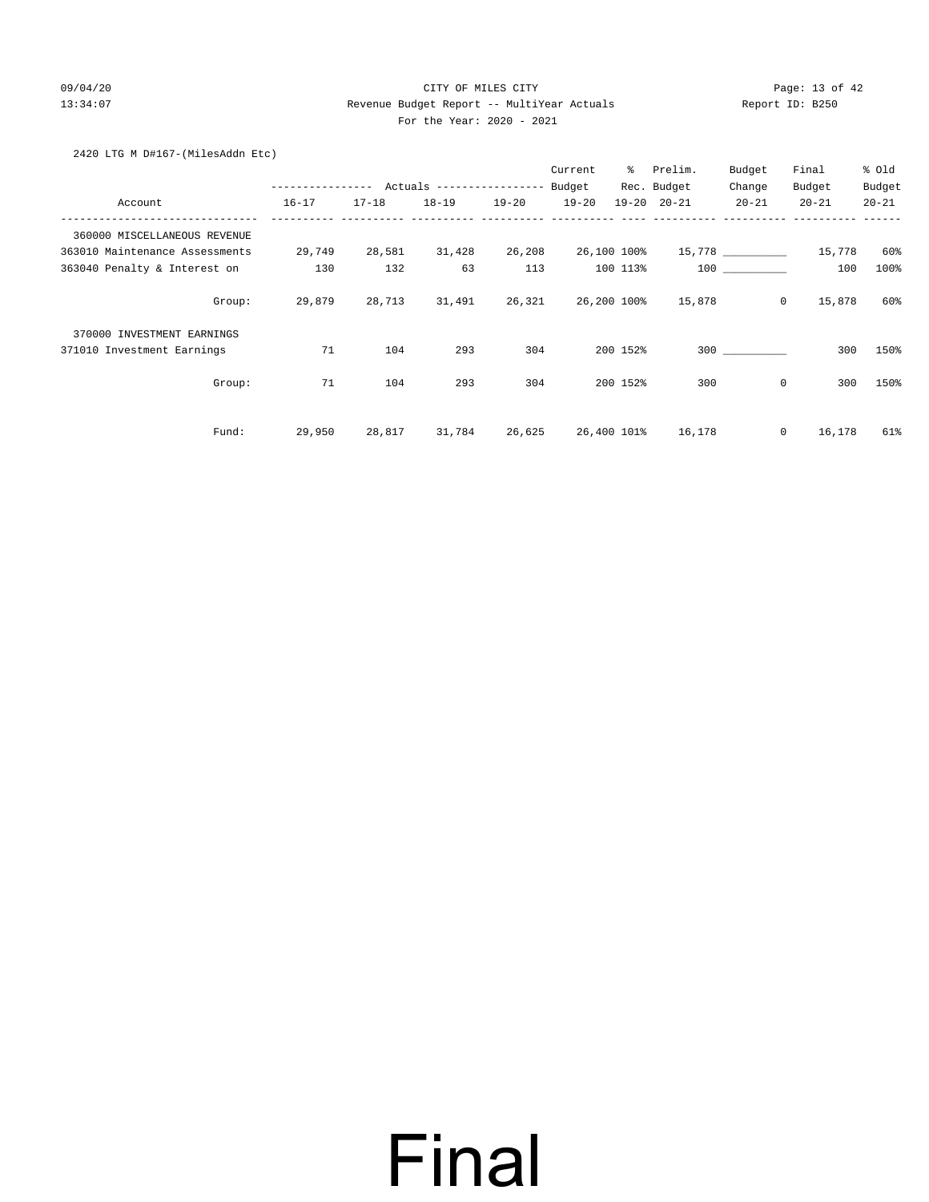2420 LTG M D#167-(MilesAddn Etc)

| Account | Actuals 16-17 | Actuals 17-18 | Actuals 18-19 | Actuals 19-20 | Current Budget 19-20 | % Rec. 19-20 | Prelim. Budget 20-21 | Budget Change 20-21 | Final Budget 20-21 | % Old Budget 20-21 |
|---|---|---|---|---|---|---|---|---|---|---|
| 360000 MISCELLANEOUS REVENUE | | | | | | | | | | |
| 363010 Maintenance Assessments | 29,749 | 28,581 | 31,428 | 26,208 | 26,100 | 100% | 15,778 | __________ | 15,778 | 60% |
| 363040 Penalty & Interest on | 130 | 132 | 63 | 113 | 100 | 113% | 100 | __________ | 100 | 100% |
| Group: | 29,879 | 28,713 | 31,491 | 26,321 | 26,200 | 100% | 15,878 | 0 | 15,878 | 60% |
| 370000 INVESTMENT EARNINGS | | | | | | | | | | |
| 371010 Investment Earnings | 71 | 104 | 293 | 304 | 200 | 152% | 300 | __________ | 300 | 150% |
| Group: | 71 | 104 | 293 | 304 | 200 | 152% | 300 | 0 | 300 | 150% |
| Fund: | 29,950 | 28,817 | 31,784 | 26,625 | 26,400 | 101% | 16,178 | 0 | 16,178 | 61% |

Final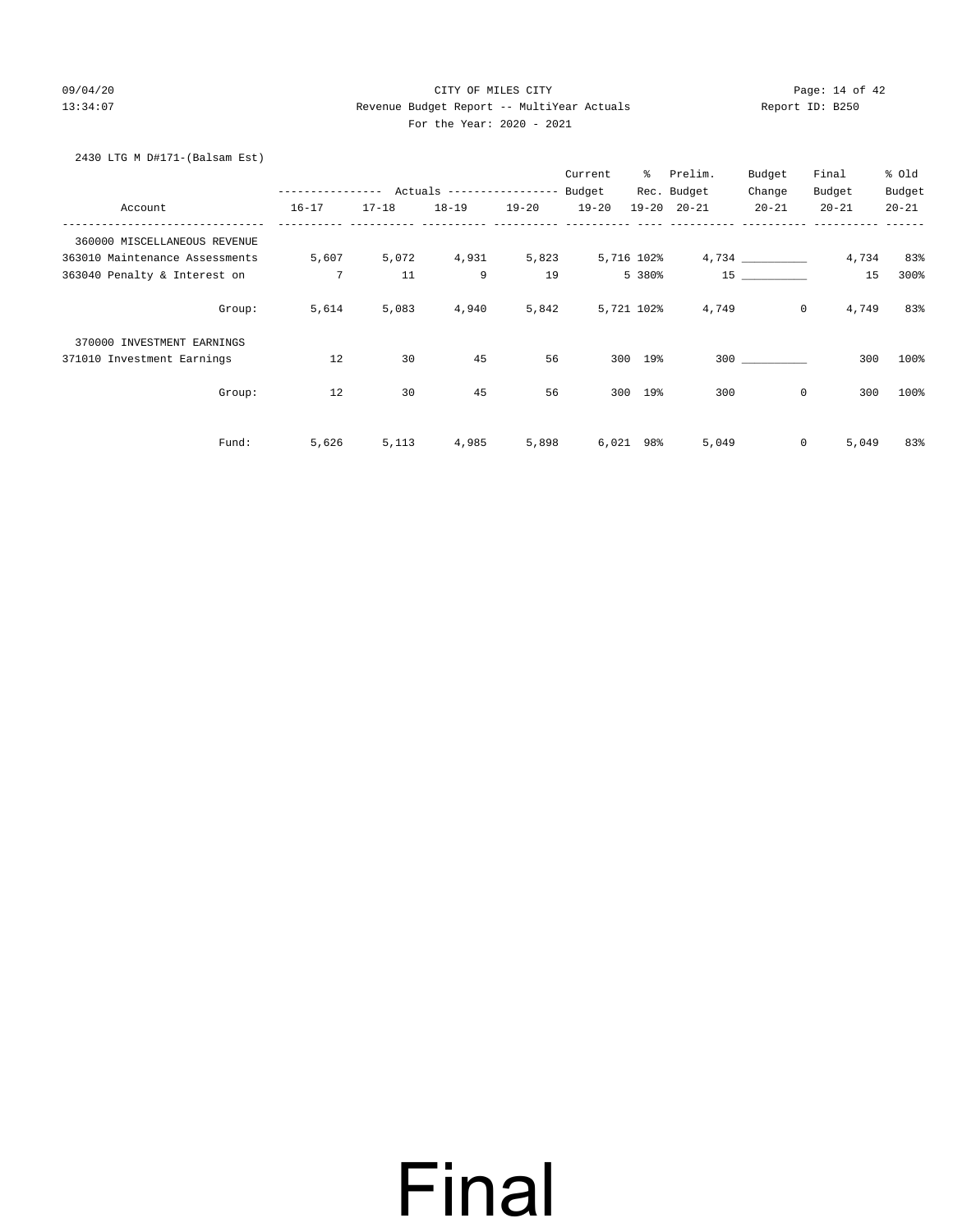CITY OF MILES CITY

Revenue Budget Report -- MultiYear Actuals

For the Year: 2020 - 2021

2430 LTG M D#171-(Balsam Est)

| Account | Actuals 16-17 | Actuals 17-18 | Actuals 18-19 | Actuals 19-20 | Current Budget 19-20 | % Rec. 19-20 | Prelim. Budget 20-21 | Budget Change 20-21 | Final Budget 20-21 | % Old Budget 20-21 |
|---|---|---|---|---|---|---|---|---|---|---|
| 360000 MISCELLANEOUS REVENUE | | | | | | | | | | |
| 363010 Maintenance Assessments | 5,607 | 5,072 | 4,931 | 5,823 | 5,716 | 102% | 4,734 | __________ | 4,734 | 83% |
| 363040 Penalty & Interest on | 7 | 11 | 9 | 19 | 5 | 380% | 15 | __________ | 15 | 300% |
| Group: | 5,614 | 5,083 | 4,940 | 5,842 | 5,721 | 102% | 4,749 | 0 | 4,749 | 83% |
| 370000 INVESTMENT EARNINGS | | | | | | | | | | |
| 371010 Investment Earnings | 12 | 30 | 45 | 56 | 300 | 19% | 300 | __________ | 300 | 100% |
| Group: | 12 | 30 | 45 | 56 | 300 | 19% | 300 | 0 | 300 | 100% |
| Fund: | 5,626 | 5,113 | 4,985 | 5,898 | 6,021 | 98% | 5,049 | 0 | 5,049 | 83% |

Final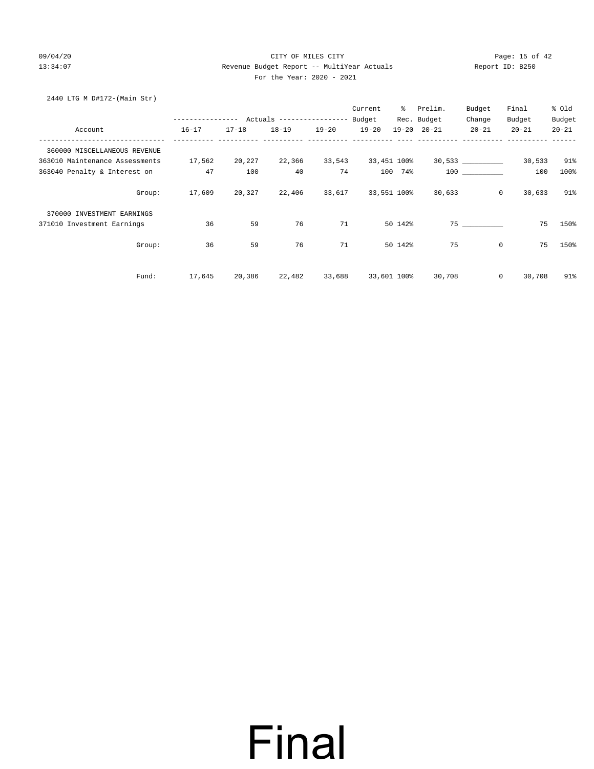CITY OF MILES CITY

Revenue Budget Report -- MultiYear Actuals

For the Year: 2020 - 2021

2440 LTG M D#172-(Main Str)

| Account | Actuals 16-17 | Actuals 17-18 | Actuals 18-19 | Actuals 19-20 | Current Budget 19-20 | % Rec. 19-20 | Prelim. Budget 20-21 | Budget Change 20-21 | Final Budget 20-21 | % Old Budget 20-21 |
|---|---|---|---|---|---|---|---|---|---|---|
| 360000 MISCELLANEOUS REVENUE | | | | | | | | | | |
| 363010 Maintenance Assessments | 17,562 | 20,227 | 22,366 | 33,543 | 33,451 | 100% | 30,533 | __________ | 30,533 | 91% |
| 363040 Penalty & Interest on | 47 | 100 | 40 | 74 | 100 | 74% | 100 | __________ | 100 | 100% |
| Group: | 17,609 | 20,327 | 22,406 | 33,617 | 33,551 | 100% | 30,633 | 0 | 30,633 | 91% |
| 370000 INVESTMENT EARNINGS | | | | | | | | | | |
| 371010 Investment Earnings | 36 | 59 | 76 | 71 | 50 | 142% | 75 | __________ | 75 | 150% |
| Group: | 36 | 59 | 76 | 71 | 50 | 142% | 75 | 0 | 75 | 150% |
| Fund: | 17,645 | 20,386 | 22,482 | 33,688 | 33,601 | 100% | 30,708 | 0 | 30,708 | 91% |

# Final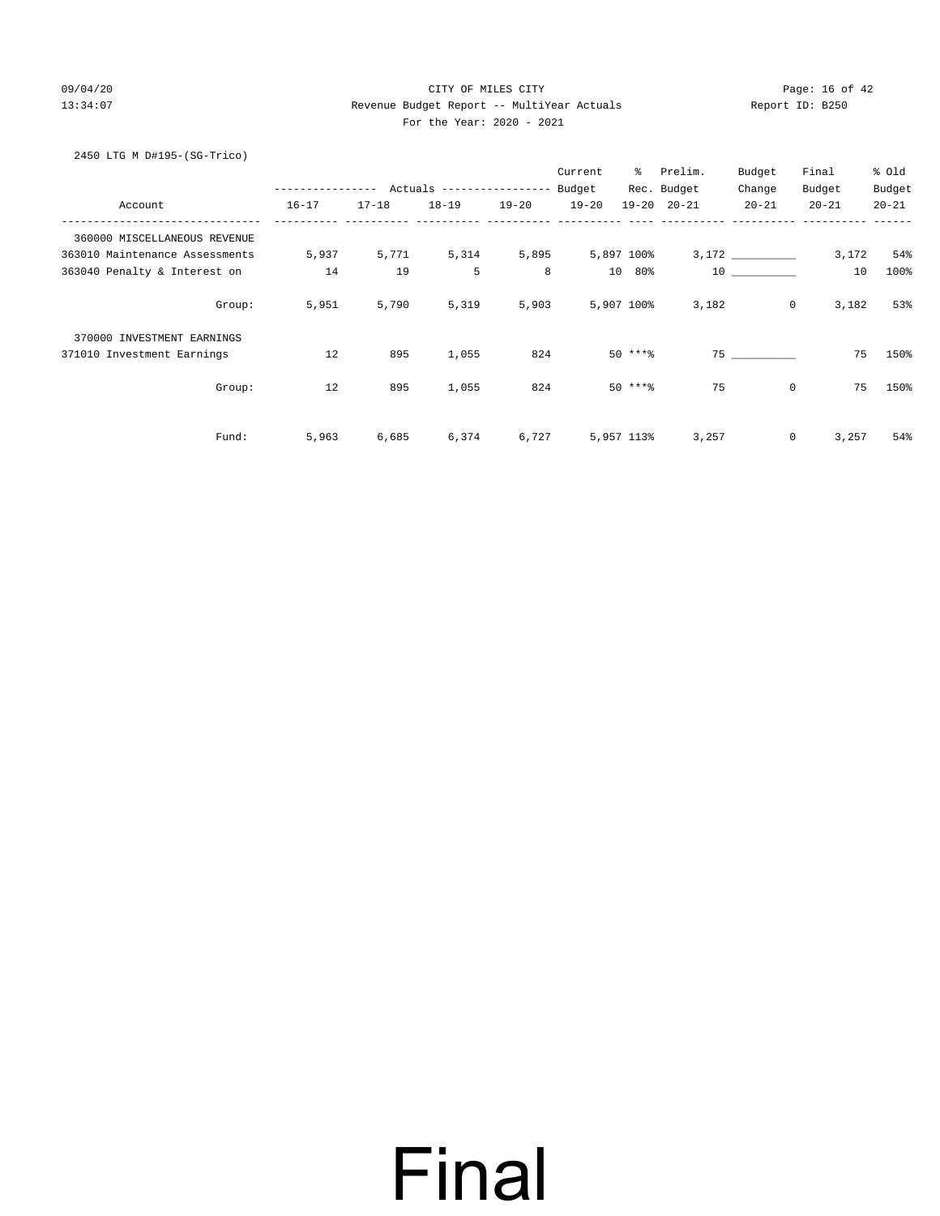CITY OF MILES CITY

Revenue Budget Report -- MultiYear Actuals

For the Year: 2020 - 2021

2450 LTG M D#195-(SG-Trico)

| Account | Actuals 16-17 | Actuals 17-18 | Actuals 18-19 | Actuals 19-20 | Current Budget 19-20 | % Rec. 19-20 | Prelim. Budget 20-21 | Budget Change 20-21 | Final Budget 20-21 | % Old Budget 20-21 |
|---|---|---|---|---|---|---|---|---|---|---|
| 360000 MISCELLANEOUS REVENUE | | | | | | | | | | |
| 363010 Maintenance Assessments | 5,937 | 5,771 | 5,314 | 5,895 | 5,897 | 100% | 3,172 | __________ | 3,172 | 54% |
| 363040 Penalty & Interest on | 14 | 19 | 5 | 8 | 10 | 80% | 10 | __________ | 10 | 100% |
| Group: | 5,951 | 5,790 | 5,319 | 5,903 | 5,907 | 100% | 3,182 | 0 | 3,182 | 53% |
| 370000 INVESTMENT EARNINGS | | | | | | | | | | |
| 371010 Investment Earnings | 12 | 895 | 1,055 | 824 | 50 | ***% | 75 | __________ | 75 | 150% |
| Group: | 12 | 895 | 1,055 | 824 | 50 | ***% | 75 | 0 | 75 | 150% |
| Fund: | 5,963 | 6,685 | 6,374 | 6,727 | 5,957 | 113% | 3,257 | 0 | 3,257 | 54% |

# Final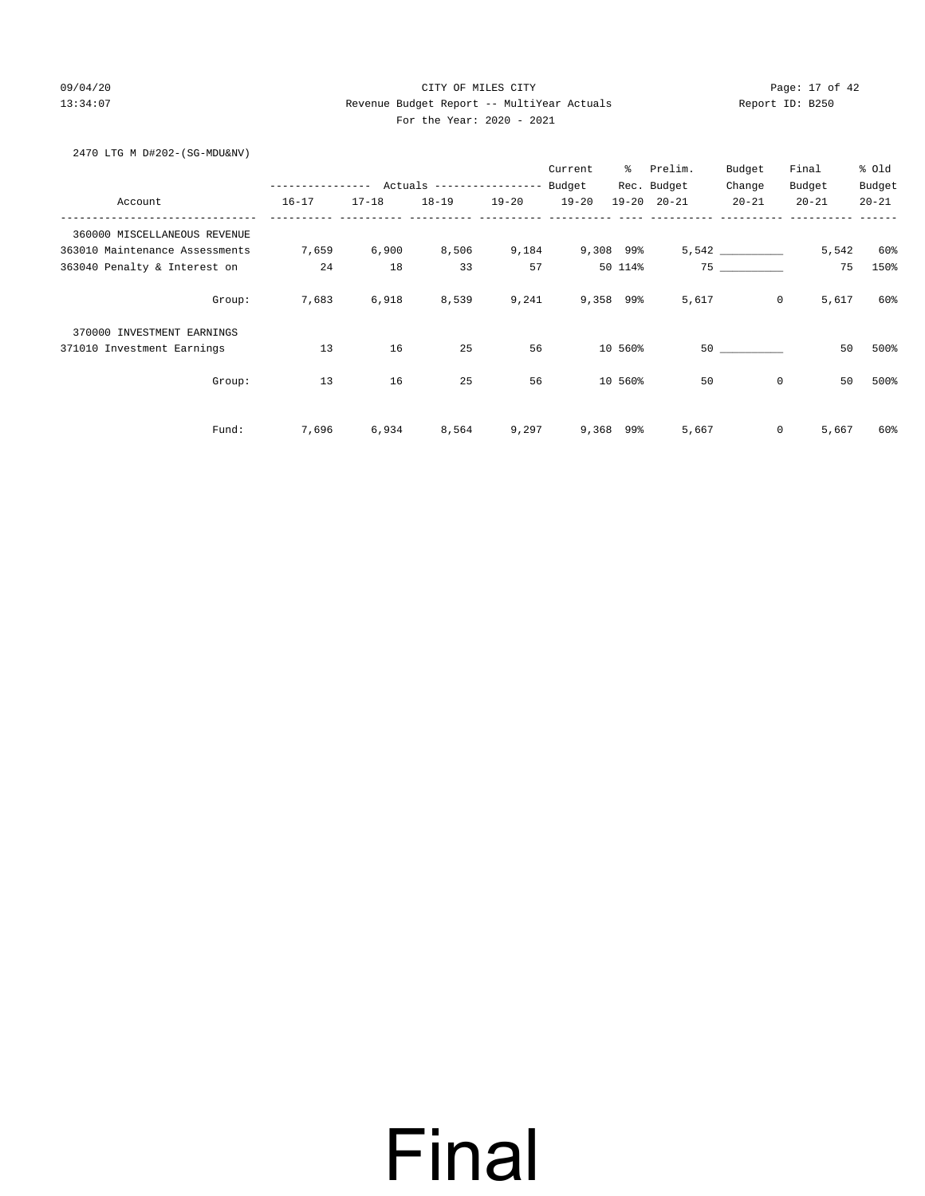CITY OF MILES CITY
Revenue Budget Report -- MultiYear Actuals
For the Year: 2020 - 2021

2470 LTG M D#202-(SG-MDU&NV)

| Account | Actuals 16-17 | Actuals 17-18 | Actuals 18-19 | Actuals 19-20 | Current Budget 19-20 | % Rec. 19-20 | Prelim. Budget 20-21 | Budget Change 20-21 | Final Budget 20-21 | % Old Budget 20-21 |
|---|---|---|---|---|---|---|---|---|---|---|
| 360000 MISCELLANEOUS REVENUE | | | | | | | | | | |
| 363010 Maintenance Assessments | 7,659 | 6,900 | 8,506 | 9,184 | 9,308 | 99% | 5,542 | __________ | 5,542 | 60% |
| 363040 Penalty & Interest on | 24 | 18 | 33 | 57 | 50 | 114% | 75 | __________ | 75 | 150% |
| Group: | 7,683 | 6,918 | 8,539 | 9,241 | 9,358 | 99% | 5,617 | 0 | 5,617 | 60% |
| 370000 INVESTMENT EARNINGS | | | | | | | | | | |
| 371010 Investment Earnings | 13 | 16 | 25 | 56 | 10 | 560% | 50 | __________ | 50 | 500% |
| Group: | 13 | 16 | 25 | 56 | 10 | 560% | 50 | 0 | 50 | 500% |
| Fund: | 7,696 | 6,934 | 8,564 | 9,297 | 9,368 | 99% | 5,667 | 0 | 5,667 | 60% |

Final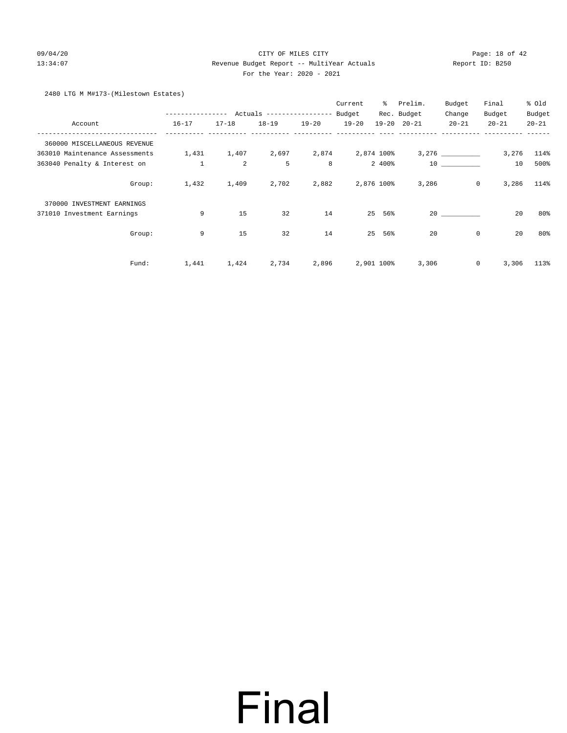CITY OF MILES CITY

Revenue Budget Report -- MultiYear Actuals

For the Year: 2020 - 2021

2480 LTG M M#173-(Milestown Estates)

| Account | Actuals 16-17 | Actuals 17-18 | Actuals 18-19 | Actuals 19-20 | Current Budget 19-20 | % Rec. 19-20 | Prelim. Budget 20-21 | Budget Change 20-21 | Final Budget 20-21 | % Old Budget 20-21 |
|---|---|---|---|---|---|---|---|---|---|---|
| 360000 MISCELLANEOUS REVENUE | | | | | | | | | | |
| 363010 Maintenance Assessments | 1,431 | 1,407 | 2,697 | 2,874 | 2,874 | 100% | 3,276 | __________ | 3,276 | 114% |
| 363040 Penalty & Interest on | 1 | 2 | 5 | 8 | 2 | 400% | 10 | __________ | 10 | 500% |
| Group: | 1,432 | 1,409 | 2,702 | 2,882 | 2,876 | 100% | 3,286 | 0 | 3,286 | 114% |
| 370000 INVESTMENT EARNINGS | | | | | | | | | | |
| 371010 Investment Earnings | 9 | 15 | 32 | 14 | 25 | 56% | 20 | __________ | 20 | 80% |
| Group: | 9 | 15 | 32 | 14 | 25 | 56% | 20 | 0 | 20 | 80% |
| Fund: | 1,441 | 1,424 | 2,734 | 2,896 | 2,901 | 100% | 3,306 | 0 | 3,306 | 113% |

Final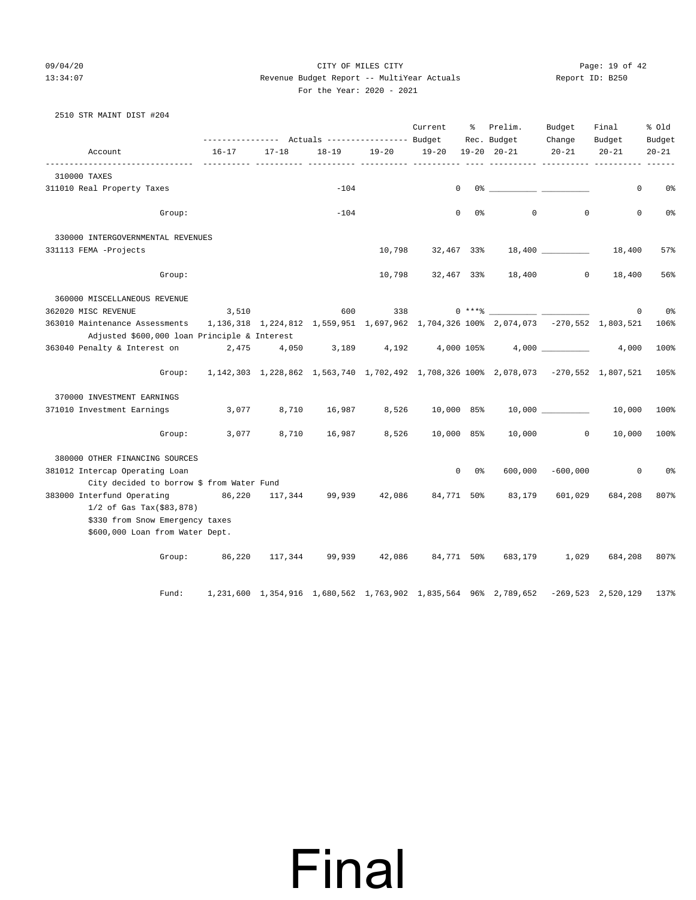CITY OF MILES CITY

Revenue Budget Report -- MultiYear Actuals

For the Year: 2020 - 2021

2510 STR MAINT DIST #204

| Account | Actuals 16-17 | Actuals 17-18 | Actuals 18-19 | Actuals 19-20 | Current Budget 19-20 | % Rec. 19-20 | Prelim. Budget 20-21 | Budget Change 20-21 | Final Budget 20-21 | % Old Budget 20-21 |
|---|---|---|---|---|---|---|---|---|---|---|
| 310000 TAXES | | | | | | | | | | |
| 311010 Real Property Taxes | | | -104 | | 0 | 0% | __________ | __________ | 0 | 0% |
| Group: | | | -104 | | 0 | 0% | 0 | 0 | 0 | 0% |
| 330000 INTERGOVERNMENTAL REVENUES | | | | | | | | | | |
| 331113 FEMA -Projects | | | | 10,798 | 32,467 | 33% | 18,400 | __________ | 18,400 | 57% |
| Group: | | | | 10,798 | 32,467 | 33% | 18,400 | 0 | 18,400 | 56% |
| 360000 MISCELLANEOUS REVENUE | | | | | | | | | | |
| 362020 MISC REVENUE | 3,510 | | 600 | 338 | 0 | ***% | __________ | __________ | 0 | 0% |
| 363010 Maintenance Assessments | 1,136,318 | 1,224,812 | 1,559,951 | 1,697,962 | 1,704,326 | 100% | 2,074,073 | -270,552 | 1,803,521 | 106% |
| Adjusted $600,000 loan Principle & Interest | | | | | | | | | | |
| 363040 Penalty & Interest on | 2,475 | 4,050 | 3,189 | 4,192 | 4,000 | 105% | 4,000 | __________ | 4,000 | 100% |
| Group: | 1,142,303 | 1,228,862 | 1,563,740 | 1,702,492 | 1,708,326 | 100% | 2,078,073 | -270,552 | 1,807,521 | 105% |
| 370000 INVESTMENT EARNINGS | | | | | | | | | | |
| 371010 Investment Earnings | 3,077 | 8,710 | 16,987 | 8,526 | 10,000 | 85% | 10,000 | __________ | 10,000 | 100% |
| Group: | 3,077 | 8,710 | 16,987 | 8,526 | 10,000 | 85% | 10,000 | 0 | 10,000 | 100% |
| 380000 OTHER FINANCING SOURCES | | | | | | | | | | |
| 381012 Intercap Operating Loan | | | | | 0 | 0% | 600,000 | -600,000 | 0 | 0% |
| City decided to borrow $ from Water Fund | | | | | | | | | | |
| 383000 Interfund Operating | 86,220 | 117,344 | 99,939 | 42,086 | 84,771 | 50% | 83,179 | 601,029 | 684,208 | 807% |
| 1/2 of Gas Tax($83,878) | | | | | | | | | | |
| $330 from Snow Emergency taxes | | | | | | | | | | |
| $600,000 Loan from Water Dept. | | | | | | | | | | |
| Group: | 86,220 | 117,344 | 99,939 | 42,086 | 84,771 | 50% | 683,179 | 1,029 | 684,208 | 807% |
| Fund: | 1,231,600 | 1,354,916 | 1,680,562 | 1,763,902 | 1,835,564 | 96% | 2,789,652 | -269,523 | 2,520,129 | 137% |

Final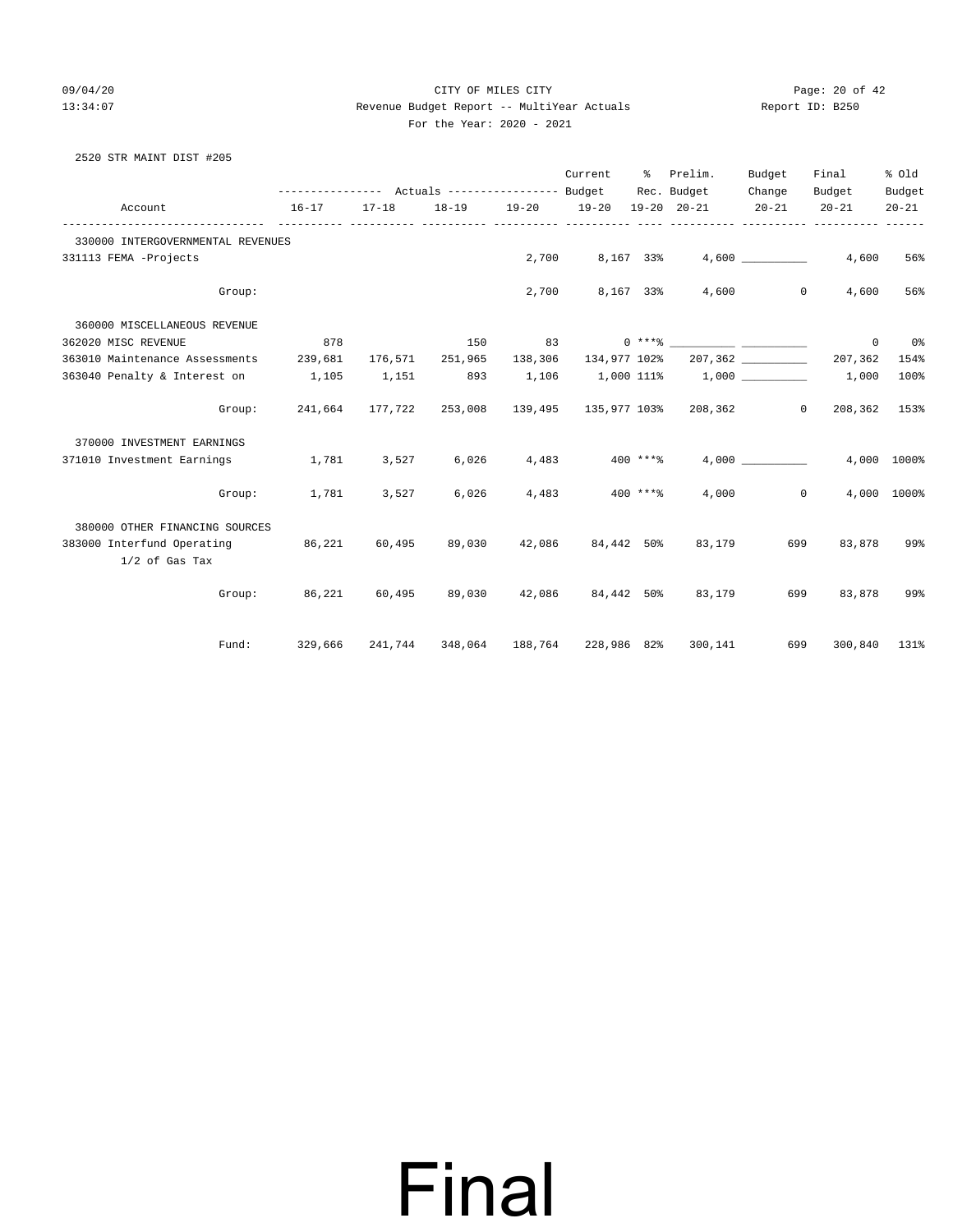CITY OF MILES CITY

Revenue Budget Report -- MultiYear Actuals

For the Year: 2020 - 2021

2520 STR MAINT DIST #205

| Account | Actuals 16-17 | Actuals 17-18 | Actuals 18-19 | Actuals 19-20 | Current Budget 19-20 | % Rec. 19-20 | Prelim. Budget 20-21 | Budget Change 20-21 | Final Budget 20-21 | % Old Budget 20-21 |
|---|---|---|---|---|---|---|---|---|---|---|
| **330000 INTERGOVERNMENTAL REVENUES** | | | | | | | | | | |
| 331113 FEMA -Projects | | | | 2,700 | 8,167 | 33% | 4,600 | ______ | 4,600 | 56% |
| Group: | | | | 2,700 | 8,167 | 33% | 4,600 | 0 | 4,600 | 56% |
| **360000 MISCELLANEOUS REVENUE** | | | | | | | | | | |
| 362020 MISC REVENUE | 878 | | 150 | 83 | 0 | ***% | ______ | ______ | 0 | 0% |
| 363010 Maintenance Assessments | 239,681 | 176,571 | 251,965 | 138,306 | 134,977 | 102% | 207,362 | ______ | 207,362 | 154% |
| 363040 Penalty & Interest on | 1,105 | 1,151 | 893 | 1,106 | 1,000 | 111% | 1,000 | ______ | 1,000 | 100% |
| Group: | 241,664 | 177,722 | 253,008 | 139,495 | 135,977 | 103% | 208,362 | 0 | 208,362 | 153% |
| **370000 INVESTMENT EARNINGS** | | | | | | | | | | |
| 371010 Investment Earnings | 1,781 | 3,527 | 6,026 | 4,483 | 400 | ***% | 4,000 | ______ | 4,000 | 1000% |
| Group: | 1,781 | 3,527 | 6,026 | 4,483 | 400 | ***% | 4,000 | 0 | 4,000 | 1000% |
| **380000 OTHER FINANCING SOURCES** | | | | | | | | | | |
| 383000 Interfund Operating<br>1/2 of Gas Tax | 86,221 | 60,495 | 89,030 | 42,086 | 84,442 | 50% | 83,179 | 699 | 83,878 | 99% |
| Group: | 86,221 | 60,495 | 89,030 | 42,086 | 84,442 | 50% | 83,179 | 699 | 83,878 | 99% |
| Fund: | 329,666 | 241,744 | 348,064 | 188,764 | 228,986 | 82% | 300,141 | 699 | 300,840 | 131% |

# Final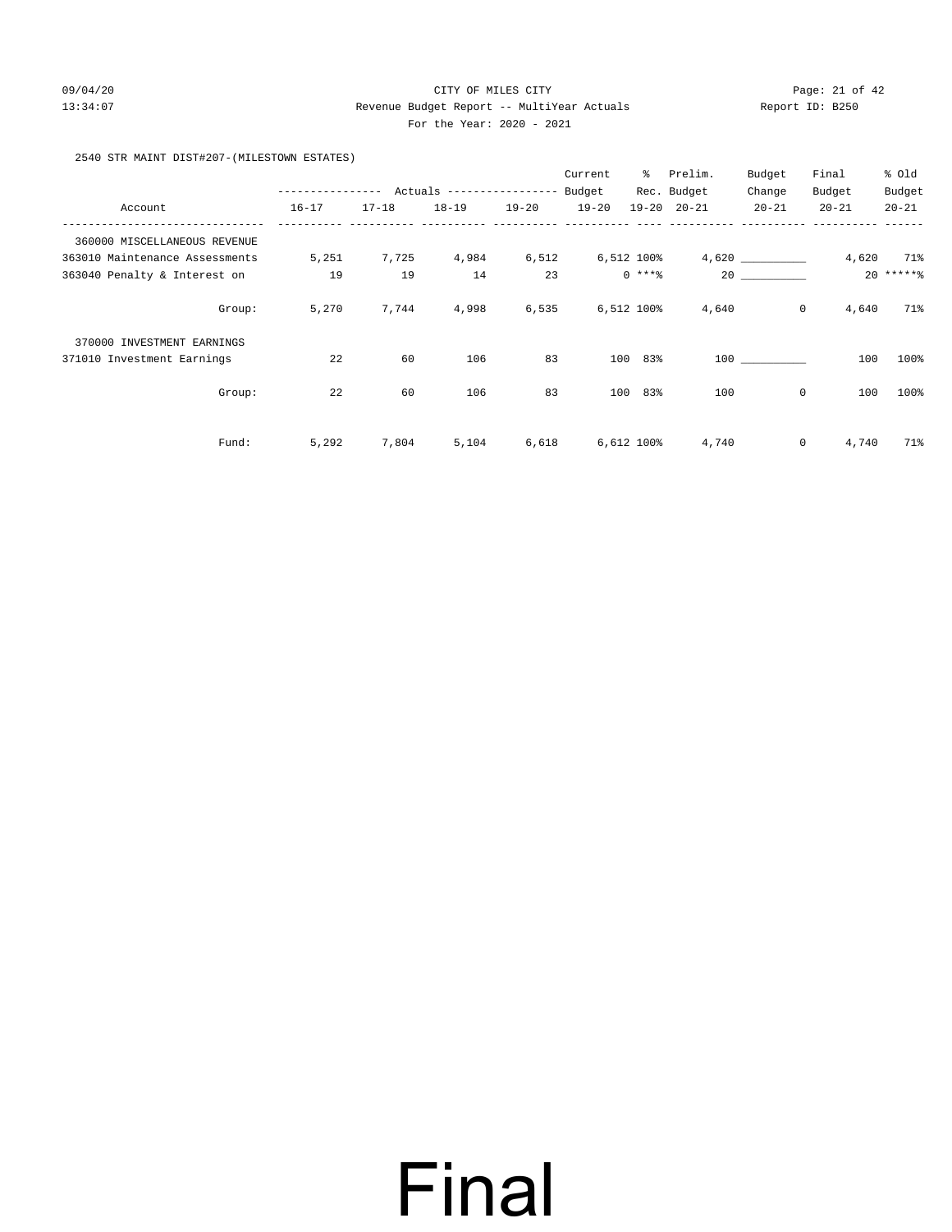CITY OF MILES CITY

Revenue Budget Report -- MultiYear Actuals

For the Year: 2020 - 2021

2540 STR MAINT DIST#207-(MILESTOWN ESTATES)

| Account | Actuals 16-17 | Actuals 17-18 | Actuals 18-19 | Actuals 19-20 | Current Budget 19-20 | % Rec. 19-20 | Prelim. Budget 20-21 | Budget Change 20-21 | Final Budget 20-21 | % Old Budget 20-21 |
|---|---|---|---|---|---|---|---|---|---|---|
| 360000 MISCELLANEOUS REVENUE | | | | | | | | | | |
| 363010 Maintenance Assessments | 5,251 | 7,725 | 4,984 | 6,512 | 6,512 | 100% | 4,620 | __________ | 4,620 | 71% |
| 363040 Penalty & Interest on | 19 | 19 | 14 | 23 | 0 | ***% | 20 | __________ | 20 | *****% |
| Group: | 5,270 | 7,744 | 4,998 | 6,535 | 6,512 | 100% | 4,640 | 0 | 4,640 | 71% |
| 370000 INVESTMENT EARNINGS | | | | | | | | | | |
| 371010 Investment Earnings | 22 | 60 | 106 | 83 | 100 | 83% | 100 | __________ | 100 | 100% |
| Group: | 22 | 60 | 106 | 83 | 100 | 83% | 100 | 0 | 100 | 100% |
| Fund: | 5,292 | 7,804 | 5,104 | 6,618 | 6,612 | 100% | 4,740 | 0 | 4,740 | 71% |

# Final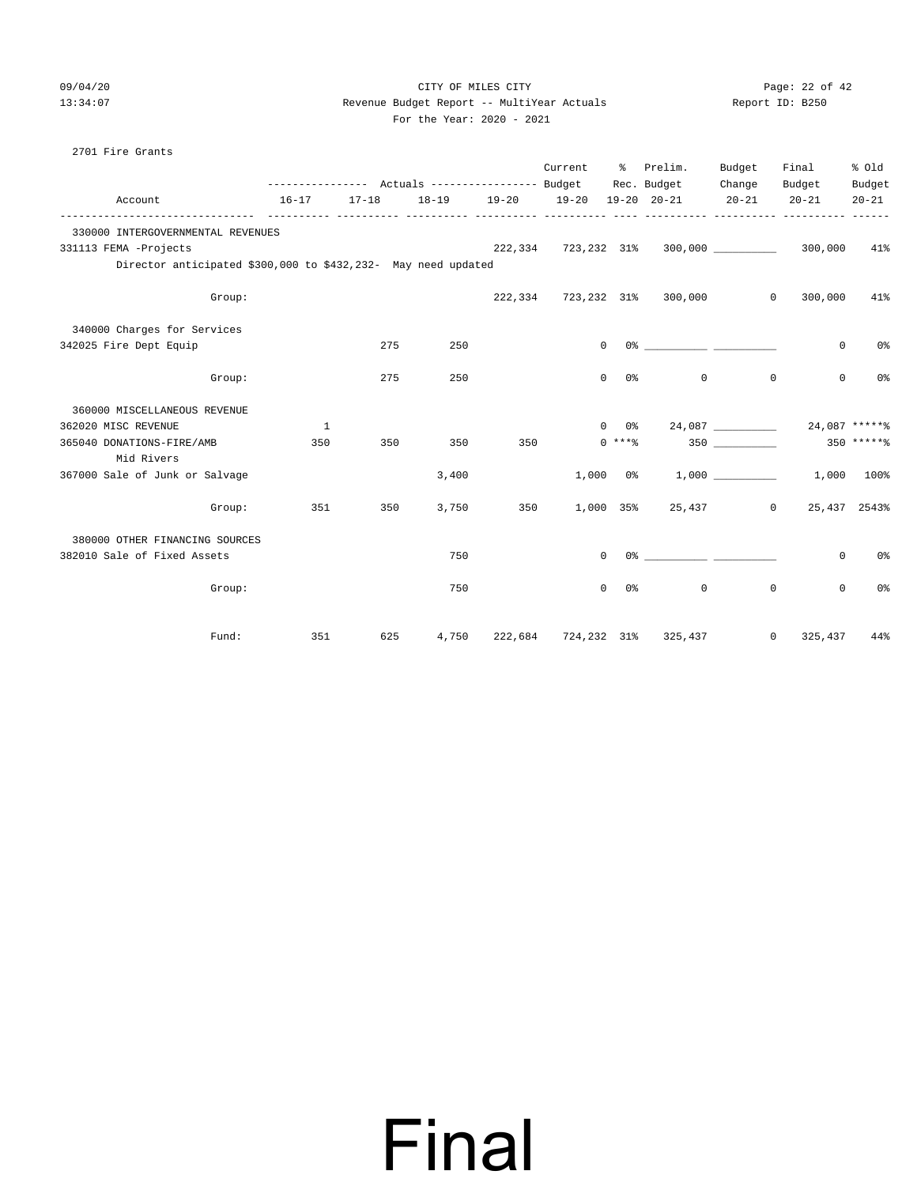CITY OF MILES CITY
Revenue Budget Report -- MultiYear Actuals
For the Year: 2020 - 2021

2701 Fire Grants

| Account | Actuals 16-17 | Actuals 17-18 | Actuals 18-19 | Actuals 19-20 | Current Budget 19-20 | % Rec. 19-20 | Prelim. Budget 20-21 | Budget Change 20-21 | Final Budget 20-21 | % Old Budget 20-21 |
|---|---|---|---|---|---|---|---|---|---|---|
| **330000 INTERGOVERNMENTAL REVENUES** | | | | | | | | | | |
| 331113 FEMA -Projects | | | | 222,334 | 723,232 | 31% | 300,000 | __________ | 300,000 | 41% |
| Director anticipated $300,000 to $432,232- May need updated | | | | | | | | | | |
| Group: | | | | 222,334 | 723,232 | 31% | 300,000 | 0 | 300,000 | 41% |
| **340000 Charges for Services** | | | | | | | | | | |
| 342025 Fire Dept Equip | | 275 | 250 | | 0 | 0% | __________ | __________ | 0 | 0% |
| Group: | | 275 | 250 | | 0 | 0% | 0 | 0 | 0 | 0% |
| **360000 MISCELLANEOUS REVENUE** | | | | | | | | | | |
| 362020 MISC REVENUE | 1 | | | | 0 | 0% | 24,087 | __________ | 24,087 | *****% |
| 365040 DONATIONS-FIRE/AMB Mid Rivers | 350 | 350 | 350 | 350 | 0 | ***% | 350 | __________ | 350 | *****% |
| 367000 Sale of Junk or Salvage | | | 3,400 | | 1,000 | 0% | 1,000 | __________ | 1,000 | 100% |
| Group: | 351 | 350 | 3,750 | 350 | 1,000 | 35% | 25,437 | 0 | 25,437 | 2543% |
| **380000 OTHER FINANCING SOURCES** | | | | | | | | | | |
| 382010 Sale of Fixed Assets | | | 750 | | 0 | 0% | __________ | __________ | 0 | 0% |
| Group: | | | 750 | | 0 | 0% | 0 | 0 | 0 | 0% |
| Fund: | 351 | 625 | 4,750 | 222,684 | 724,232 | 31% | 325,437 | 0 | 325,437 | 44% |

Final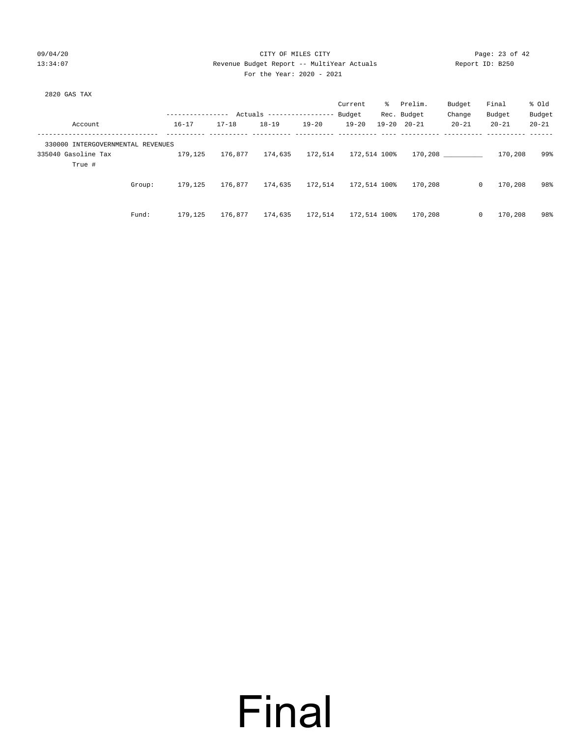CITY OF MILES CITY

Revenue Budget Report -- MultiYear Actuals

For the Year: 2020 - 2021

2820 GAS TAX

| Account | Actuals 16-17 | Actuals 17-18 | Actuals 18-19 | Actuals 19-20 | Current Budget 19-20 | % Rec. 19-20 | Prelim. Budget 20-21 | Budget Change 20-21 | Final Budget 20-21 | % Old Budget 20-21 |
|---|---|---|---|---|---|---|---|---|---|---|
| 330000 INTERGOVERNMENTAL REVENUES | | | | | | | | | | |
| 335040 Gasoline Tax | 179,125 | 176,877 | 174,635 | 172,514 | 172,514 | 100% | 170,208 | __________ | 170,208 | 99% |
| True # | | | | | | | | | | |
| Group: | 179,125 | 176,877 | 174,635 | 172,514 | 172,514 | 100% | 170,208 | 0 | 170,208 | 98% |
| Fund: | 179,125 | 176,877 | 174,635 | 172,514 | 172,514 | 100% | 170,208 | 0 | 170,208 | 98% |

# Final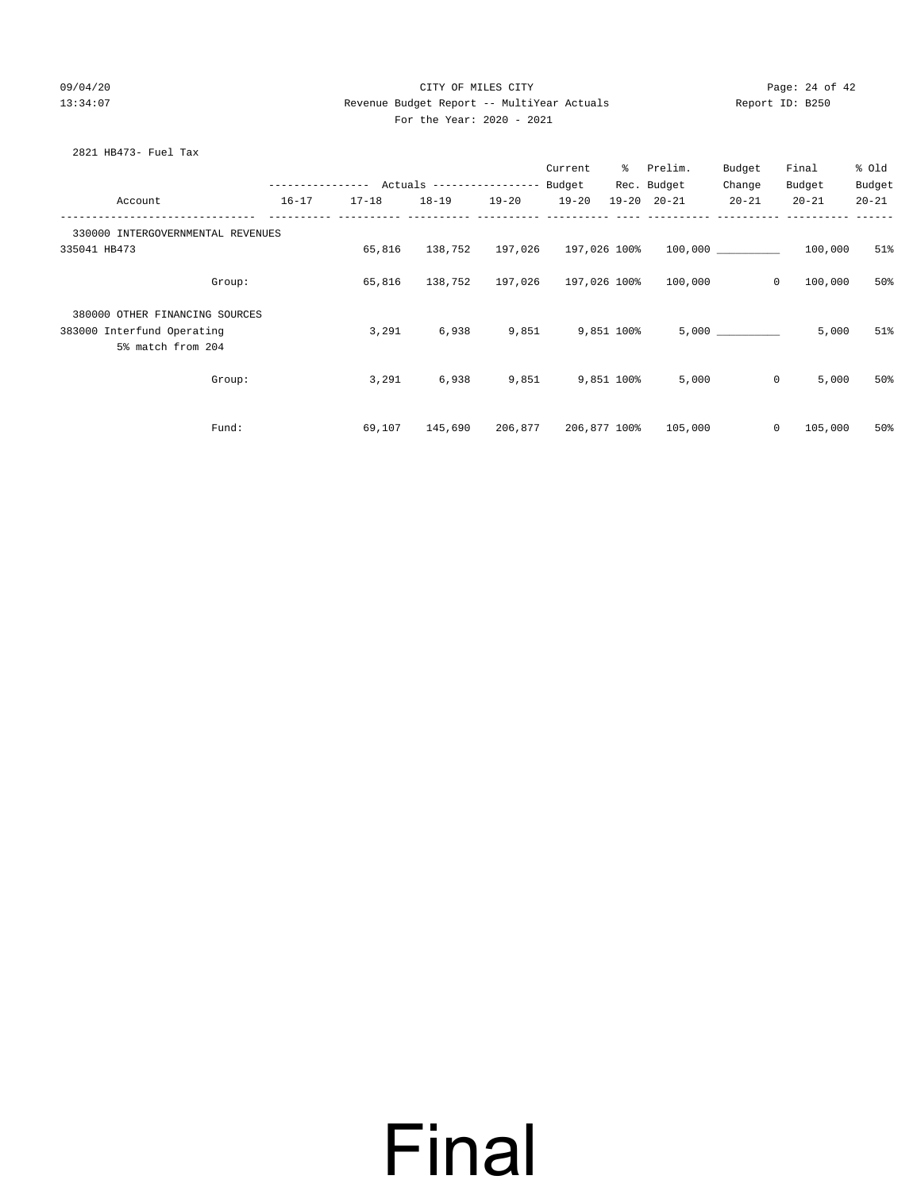2821 HB473- Fuel Tax

| Account | 16-17 | 17-18 | 18-19 | 19-20 | Current Budget 19-20 | % Rec. 19-20 | Prelim. Budget 20-21 | Budget Change 20-21 | Final Budget 20-21 | % Old Budget 20-21 |
|---|---|---|---|---|---|---|---|---|---|---|
| 330000 INTERGOVERNMENTAL REVENUES | | | | | | | | | | |
| 335041 HB473 | | 65,816 | 138,752 | 197,026 | 197,026 | 100% | 100,000 | __________ | 100,000 | 51% |
| Group: | | 65,816 | 138,752 | 197,026 | 197,026 | 100% | 100,000 | 0 | 100,000 | 50% |
| 380000 OTHER FINANCING SOURCES | | | | | | | | | | |
| 383000 Interfund Operating<br>5% match from 204 | | 3,291 | 6,938 | 9,851 | 9,851 | 100% | 5,000 | __________ | 5,000 | 51% |
| Group: | | 3,291 | 6,938 | 9,851 | 9,851 | 100% | 5,000 | 0 | 5,000 | 50% |
| Fund: | | 69,107 | 145,690 | 206,877 | 206,877 | 100% | 105,000 | 0 | 105,000 | 50% |

Final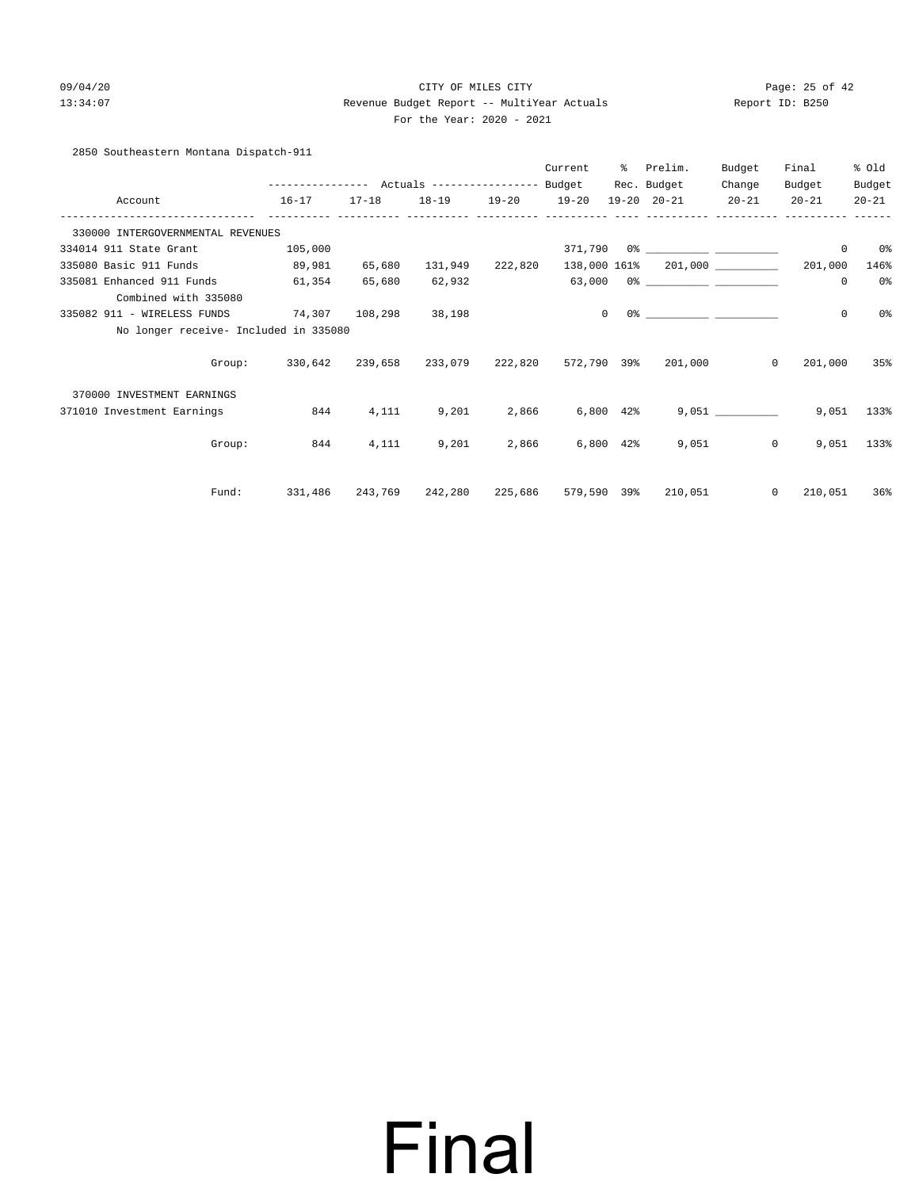CITY OF MILES CITY

Revenue Budget Report -- MultiYear Actuals

For the Year: 2020 - 2021

2850 Southeastern Montana Dispatch-911

| Account | Actuals 16-17 | Actuals 17-18 | Actuals 18-19 | Actuals 19-20 | Current Budget 19-20 | % Rec. 19-20 | Prelim. Budget 20-21 | Budget Change 20-21 | Final Budget 20-21 | % Old Budget 20-21 |
|---|---|---|---|---|---|---|---|---|---|---|
| 330000 INTERGOVERNMENTAL REVENUES | | | | | | | | | | |
| 334014 911 State Grant | 105,000 | | | | 371,790 | 0% | __________ | __________ | 0 | 0% |
| 335080 Basic 911 Funds | 89,981 | 65,680 | 131,949 | 222,820 | 138,000 | 161% | 201,000 | __________ | 201,000 | 146% |
| 335081 Enhanced 911 Funds | 61,354 | 65,680 | 62,932 | | 63,000 | 0% | __________ | __________ | 0 | 0% |
| Combined with 335080 | | | | | | | | | | |
| 335082 911 - WIRELESS FUNDS | 74,307 | 108,298 | 38,198 | | 0 | 0% | __________ | __________ | 0 | 0% |
| No longer receive- Included in 335080 | | | | | | | | | | |
| Group: | 330,642 | 239,658 | 233,079 | 222,820 | 572,790 | 39% | 201,000 | 0 | 201,000 | 35% |
| 370000 INVESTMENT EARNINGS | | | | | | | | | | |
| 371010 Investment Earnings | 844 | 4,111 | 9,201 | 2,866 | 6,800 | 42% | 9,051 | __________ | 9,051 | 133% |
| Group: | 844 | 4,111 | 9,201 | 2,866 | 6,800 | 42% | 9,051 | 0 | 9,051 | 133% |
| Fund: | 331,486 | 243,769 | 242,280 | 225,686 | 579,590 | 39% | 210,051 | 0 | 210,051 | 36% |

# Final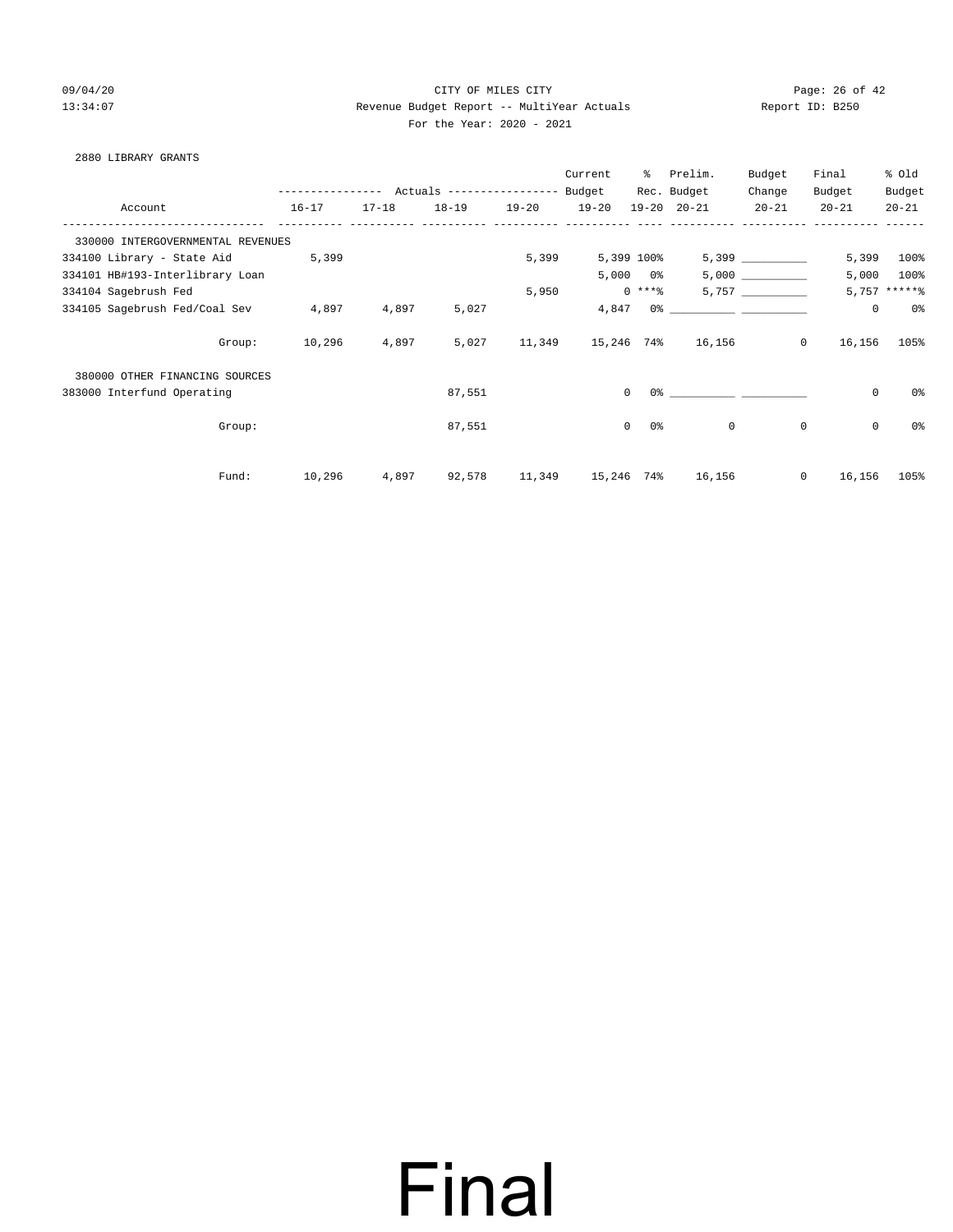CITY OF MILES CITY

Revenue Budget Report -- MultiYear Actuals

For the Year: 2020 - 2021

2880 LIBRARY GRANTS

| Account | Actuals 16-17 | Actuals 17-18 | Actuals 18-19 | Actuals 19-20 | Current Budget 19-20 | % Rec. 19-20 | Prelim. Budget 20-21 | Budget Change 20-21 | Final Budget 20-21 | % Old Budget 20-21 |
|---|---|---|---|---|---|---|---|---|---|---|
| 330000 INTERGOVERNMENTAL REVENUES | | | | | | | | | | |
| 334100 Library - State Aid | 5,399 | | | 5,399 | 5,399 | 100% | 5,399 | __________ | 5,399 | 100% |
| 334101 HB#193-Interlibrary Loan | | | | | 5,000 | 0% | 5,000 | __________ | 5,000 | 100% |
| 334104 Sagebrush Fed | | | | 5,950 | 0 | ***% | 5,757 | __________ | 5,757 | *****% |
| 334105 Sagebrush Fed/Coal Sev | 4,897 | 4,897 | 5,027 | | 4,847 | 0% | __________ | __________ | 0 | 0% |
| Group: | 10,296 | 4,897 | 5,027 | 11,349 | 15,246 | 74% | 16,156 | 0 | 16,156 | 105% |
| 380000 OTHER FINANCING SOURCES | | | | | | | | | | |
| 383000 Interfund Operating | | | 87,551 | | 0 | 0% | __________ | __________ | 0 | 0% |
| Group: | | | 87,551 | | 0 | 0% | 0 | 0 | 0 | 0% |
| Fund: | 10,296 | 4,897 | 92,578 | 11,349 | 15,246 | 74% | 16,156 | 0 | 16,156 | 105% |

# Final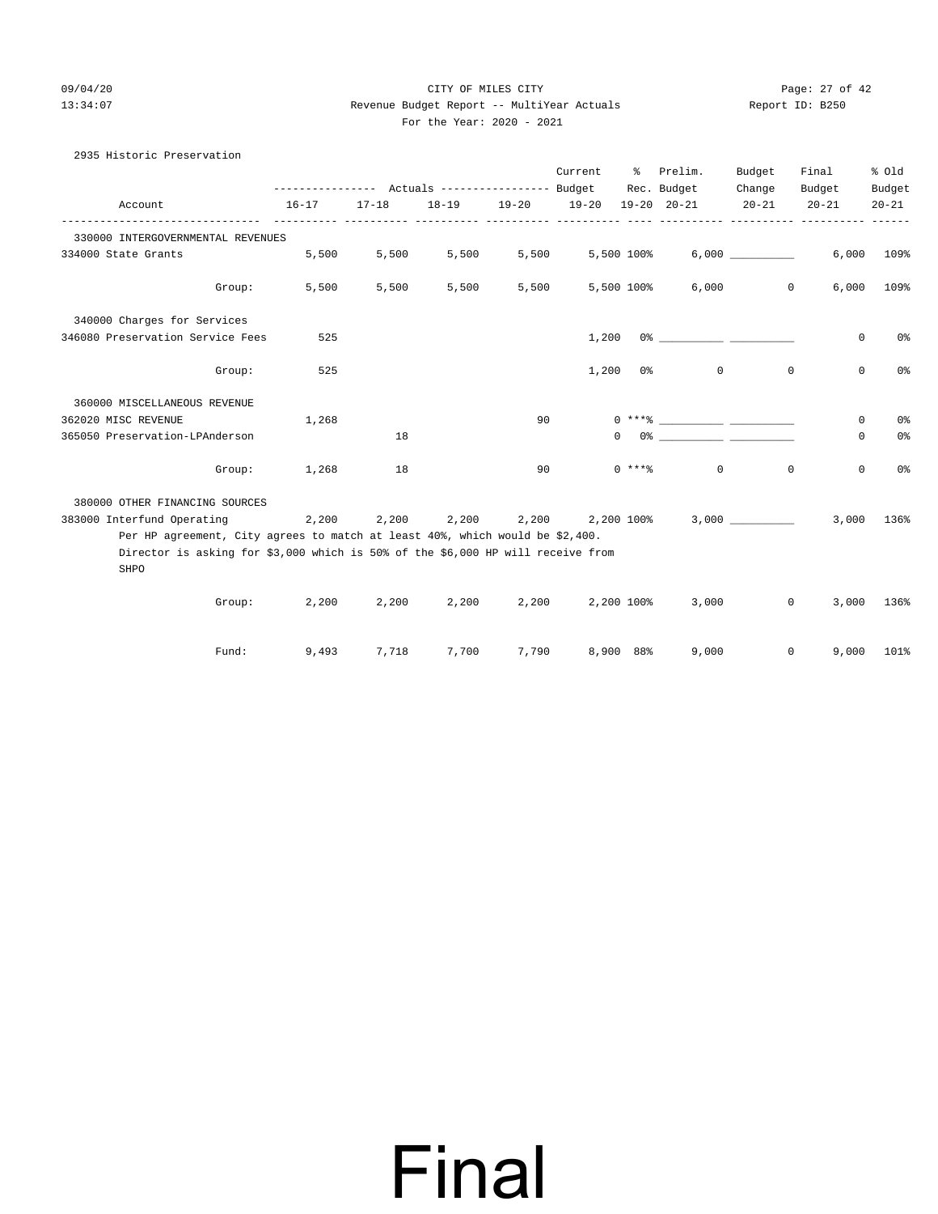CITY OF MILES CITY

Revenue Budget Report -- MultiYear Actuals

For the Year: 2020 - 2021

## 2935 Historic Preservation

| Account | Actuals 16-17 | Actuals 17-18 | Actuals 18-19 | Actuals 19-20 | Current Budget 19-20 | % 19-20 | Prelim. Rec. Budget 20-21 | Budget Change 20-21 | Final Budget 20-21 | % Old Budget 20-21 |
|---|---|---|---|---|---|---|---|---|---|---|
| 330000 INTERGOVERNMENTAL REVENUES | | | | | | | | | | |
| 334000 State Grants | 5,500 | 5,500 | 5,500 | 5,500 | 5,500 | 100% | 6,000 | __________ | 6,000 | 109% |
| Group: | 5,500 | 5,500 | 5,500 | 5,500 | 5,500 | 100% | 6,000 | 0 | 6,000 | 109% |
| 340000 Charges for Services | | | | | | | | | | |
| 346080 Preservation Service Fees | 525 | | | | 1,200 | 0% | __________ | __________ | 0 | 0% |
| Group: | 525 | | | | 1,200 | 0% | 0 | 0 | 0 | 0% |
| 360000 MISCELLANEOUS REVENUE | | | | | | | | | | |
| 362020 MISC REVENUE | 1,268 | | | 90 | 0 | ***% | __________ | __________ | 0 | 0% |
| 365050 Preservation-LPAnderson | | 18 | | | 0 | 0% | __________ | __________ | 0 | 0% |
| Group: | 1,268 | 18 | | 90 | 0 | ***% | 0 | 0 | 0 | 0% |
| 380000 OTHER FINANCING SOURCES | | | | | | | | | | |
| 383000 Interfund Operating | 2,200 | 2,200 | 2,200 | 2,200 | 2,200 | 100% | 3,000 | __________ | 3,000 | 136% |
| Group: | 2,200 | 2,200 | 2,200 | 2,200 | 2,200 | 100% | 3,000 | 0 | 3,000 | 136% |
| Fund: | 9,493 | 7,718 | 7,700 | 7,790 | 8,900 | 88% | 9,000 | 0 | 9,000 | 101% |

Note on 383000 Interfund Operating: Per HP agreement, City agrees to match at least 40%, which would be $2,400. Director is asking for $3,000 which is 50% of the $6,000 HP will receive from SHPO

# Final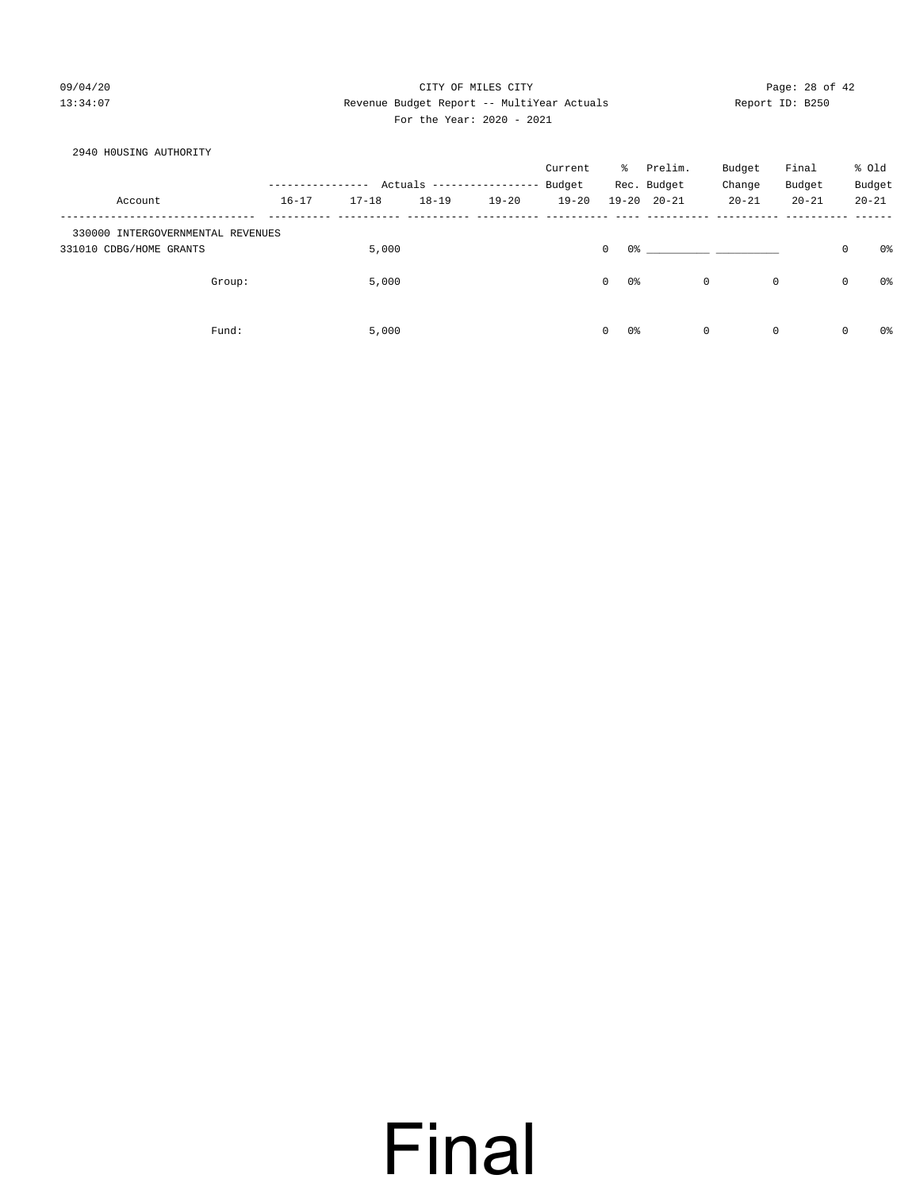CITY OF MILES CITY

Revenue Budget Report -- MultiYear Actuals

For the Year: 2020 - 2021

## 2940 H0USING AUTHORITY

| Account | Actuals 16-17 | Actuals 17-18 | Actuals 18-19 | Actuals 19-20 | Current Budget 19-20 | % Rec. 19-20 | Prelim. Budget 20-21 | Budget Change 20-21 | Final Budget 20-21 | % Old Budget 20-21 |
|---|---|---|---|---|---|---|---|---|---|---|
| 330000 INTERGOVERNMENTAL REVENUES | | | | | | | | | | |
| 331010 CDBG/HOME GRANTS | | 5,000 | | | 0 | 0% | __________ | __________ | 0 | 0% |
| Group: | | 5,000 | | | 0 | 0% | 0 | 0 | 0 | 0% |
| Fund: | | 5,000 | | | 0 | 0% | 0 | 0 | 0 | 0% |

Final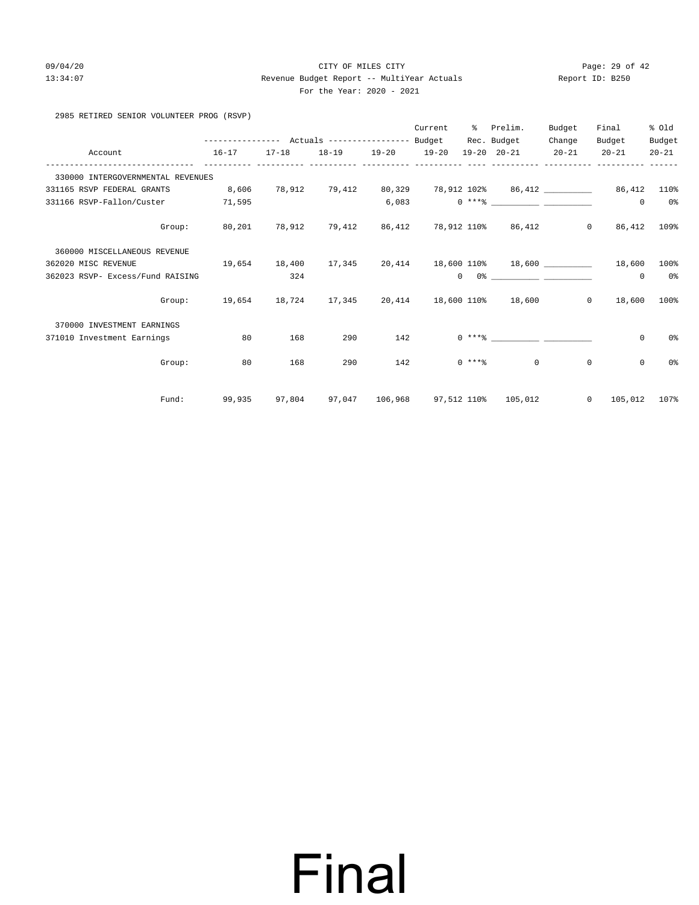CITY OF MILES CITY

Revenue Budget Report -- MultiYear Actuals

For the Year: 2020 - 2021

2985 RETIRED SENIOR VOLUNTEER PROG (RSVP)

| Account | Actuals 16-17 | Actuals 17-18 | Actuals 18-19 | Actuals 19-20 | Current Budget 19-20 | % Rec. 19-20 | Prelim. Budget 20-21 | Budget Change 20-21 | Final Budget 20-21 | % Old Budget 20-21 |
|---|---|---|---|---|---|---|---|---|---|---|
| 330000 INTERGOVERNMENTAL REVENUES | | | | | | | | | | |
| 331165 RSVP FEDERAL GRANTS | 8,606 | 78,912 | 79,412 | 80,329 | 78,912 | 102% | 86,412 | __________ | 86,412 | 110% |
| 331166 RSVP-Fallon/Custer | 71,595 | | | 6,083 | 0 | ***% | __________ | __________ | 0 | 0% |
| Group: | 80,201 | 78,912 | 79,412 | 86,412 | 78,912 | 110% | 86,412 | 0 | 86,412 | 109% |
| 360000 MISCELLANEOUS REVENUE | | | | | | | | | | |
| 362020 MISC REVENUE | 19,654 | 18,400 | 17,345 | 20,414 | 18,600 | 110% | 18,600 | __________ | 18,600 | 100% |
| 362023 RSVP- Excess/Fund RAISING | | 324 | | | 0 | 0% | __________ | __________ | 0 | 0% |
| Group: | 19,654 | 18,724 | 17,345 | 20,414 | 18,600 | 110% | 18,600 | 0 | 18,600 | 100% |
| 370000 INVESTMENT EARNINGS | | | | | | | | | | |
| 371010 Investment Earnings | 80 | 168 | 290 | 142 | 0 | ***% | __________ | __________ | 0 | 0% |
| Group: | 80 | 168 | 290 | 142 | 0 | ***% | 0 | 0 | 0 | 0% |
| Fund: | 99,935 | 97,804 | 97,047 | 106,968 | 97,512 | 110% | 105,012 | 0 | 105,012 | 107% |

# Final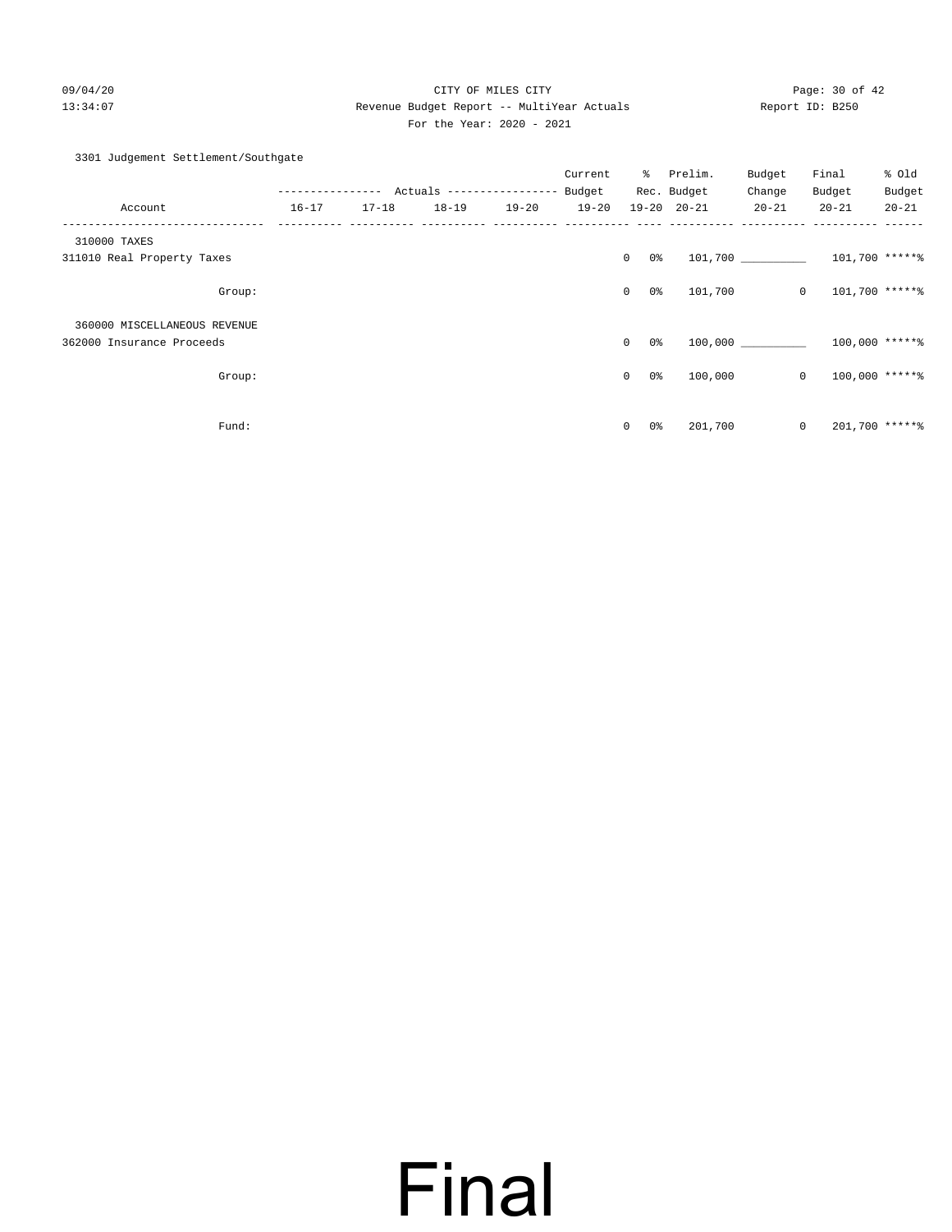CITY OF MILES CITY
Revenue Budget Report -- MultiYear Actuals
For the Year: 2020 - 2021

3301 Judgement Settlement/Southgate

| Account | Actuals 16-17 | Actuals 17-18 | Actuals 18-19 | Actuals 19-20 | Current Budget 19-20 | % Rec. 19-20 | Prelim. Budget 20-21 | Budget Change 20-21 | Final Budget 20-21 | % Old Budget 20-21 |
|---|---|---|---|---|---|---|---|---|---|---|
| 310000 TAXES | | | | | | | | | | |
| 311010 Real Property Taxes | | | | | 0 | 0% | 101,700 | __________ | 101,700 | *****% |
| Group: | | | | | 0 | 0% | 101,700 | 0 | 101,700 | *****% |
| 360000 MISCELLANEOUS REVENUE | | | | | | | | | | |
| 362000 Insurance Proceeds | | | | | 0 | 0% | 100,000 | __________ | 100,000 | *****% |
| Group: | | | | | 0 | 0% | 100,000 | 0 | 100,000 | *****% |
| Fund: | | | | | 0 | 0% | 201,700 | 0 | 201,700 | *****% |

Final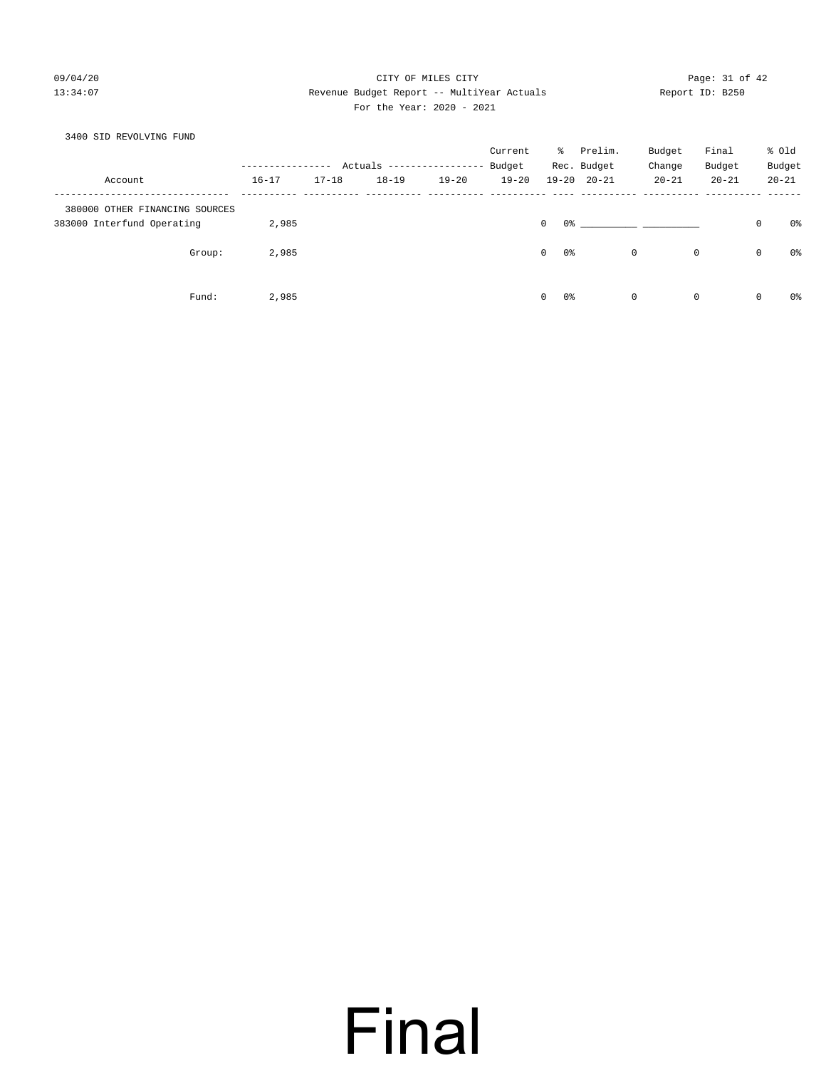CITY OF MILES CITY

Revenue Budget Report -- MultiYear Actuals

For the Year: 2020 - 2021

09/04/20
13:34:07

Report ID: B250

3400 SID REVOLVING FUND

| Account | Actuals 16-17 | Actuals 17-18 | Actuals 18-19 | Actuals 19-20 | Current Budget 19-20 | % Rec. 19-20 | Prelim. Budget 20-21 | Budget Change 20-21 | Final Budget 20-21 | % Old Budget 20-21 |
|---|---|---|---|---|---|---|---|---|---|---|
| 380000 OTHER FINANCING SOURCES | | | | | | | | | | |
| 383000 Interfund Operating | 2,985 | | | | 0 | 0% | __________ | __________ | 0 | 0% |
| Group: | 2,985 | | | | 0 | 0% | 0 | 0 | 0 | 0% |
| Fund: | 2,985 | | | | 0 | 0% | 0 | 0 | 0 | 0% |

Final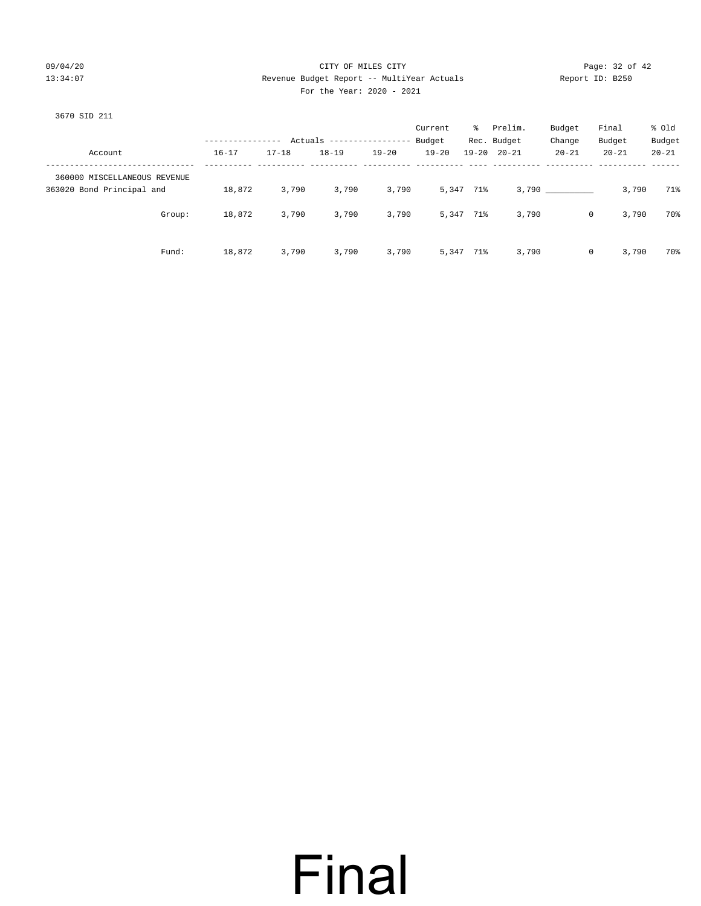3670 SID 211

| Account | Actuals 16-17 | Actuals 17-18 | Actuals 18-19 | Actuals 19-20 | Current Budget 19-20 | % Rec. 19-20 | Prelim. Budget 20-21 | Budget Change 20-21 | Final Budget 20-21 | % Old Budget 20-21 |
|---|---|---|---|---|---|---|---|---|---|---|
| 360000 MISCELLANEOUS REVENUE | | | | | | | | | | |
| 363020 Bond Principal and | 18,872 | 3,790 | 3,790 | 3,790 | 5,347 | 71% | 3,790 | __________ | 3,790 | 71% |
| Group: | 18,872 | 3,790 | 3,790 | 3,790 | 5,347 | 71% | 3,790 | 0 | 3,790 | 70% |
| Fund: | 18,872 | 3,790 | 3,790 | 3,790 | 5,347 | 71% | 3,790 | 0 | 3,790 | 70% |

Final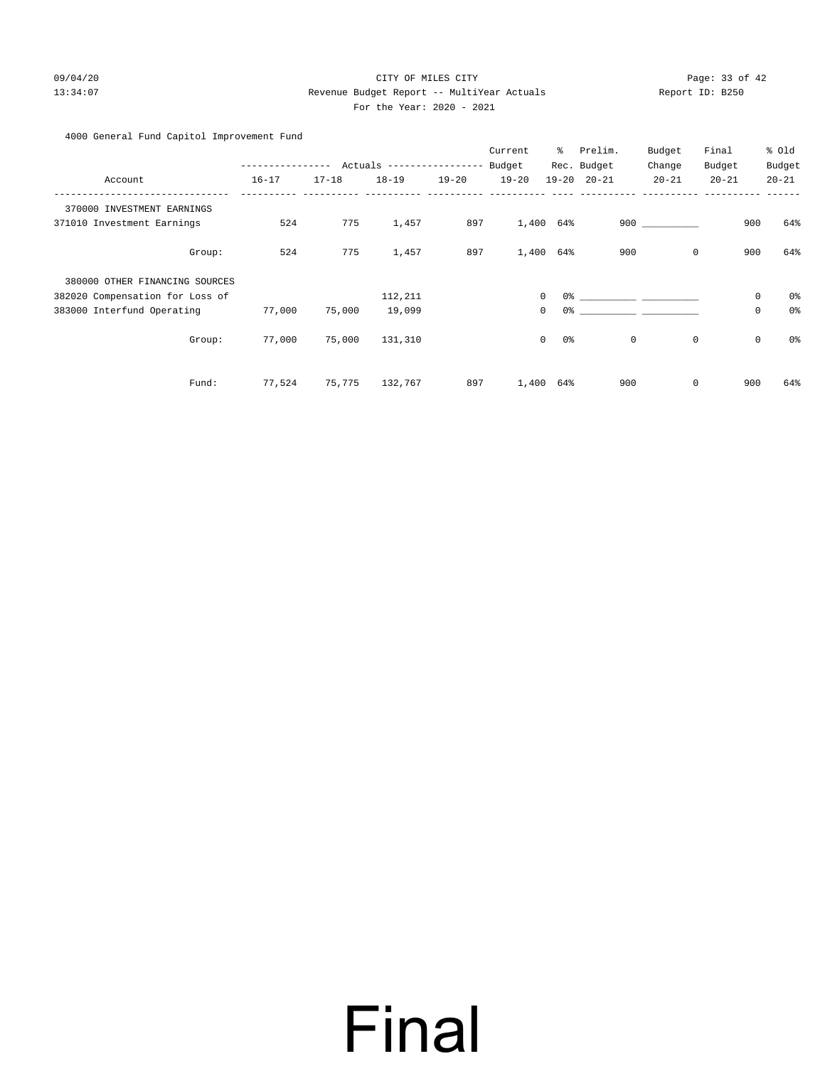CITY OF MILES CITY

Revenue Budget Report -- MultiYear Actuals

For the Year: 2020 - 2021

## 4000 General Fund Capitol Improvement Fund

| Account | Actuals 16-17 | Actuals 17-18 | Actuals 18-19 | Actuals 19-20 | Current Budget 19-20 | % Rec. 19-20 | Prelim. Budget 20-21 | Budget Change 20-21 | Final Budget 20-21 | % Old Budget 20-21 |
|---|---|---|---|---|---|---|---|---|---|---|
| 370000 INVESTMENT EARNINGS | | | | | | | | | | |
| 371010 Investment Earnings | 524 | 775 | 1,457 | 897 | 1,400 | 64% | 900 | __________ | 900 | 64% |
| Group: | 524 | 775 | 1,457 | 897 | 1,400 | 64% | 900 | 0 | 900 | 64% |
| 380000 OTHER FINANCING SOURCES | | | | | | | | | | |
| 382020 Compensation for Loss of | | | 112,211 | | 0 | 0% | __________ | __________ | 0 | 0% |
| 383000 Interfund Operating | 77,000 | 75,000 | 19,099 | | 0 | 0% | __________ | __________ | 0 | 0% |
| Group: | 77,000 | 75,000 | 131,310 | | 0 | 0% | 0 | 0 | 0 | 0% |
| Fund: | 77,524 | 75,775 | 132,767 | 897 | 1,400 | 64% | 900 | 0 | 900 | 64% |

Final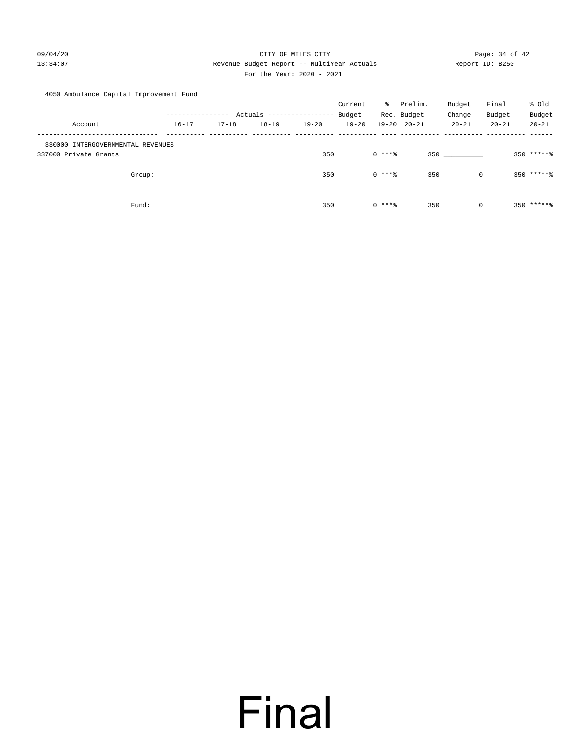CITY OF MILES CITY
Revenue Budget Report -- MultiYear Actuals
For the Year: 2020 - 2021

4050 Ambulance Capital Improvement Fund

| Account | Actuals 16-17 | Actuals 17-18 | Actuals 18-19 | Actuals 19-20 | Current Budget 19-20 | % Rec. 19-20 | Prelim. Budget 20-21 | Budget Change 20-21 | Final Budget 20-21 | % Old Budget 20-21 |
|---|---|---|---|---|---|---|---|---|---|---|
| 330000 INTERGOVERNMENTAL REVENUES | | | | | | | | | | |
| 337000 Private Grants | | | | | 350 | 0 | ***% | 350 __________ | 350 | *****% |
| Group: | | | | | 350 | 0 | ***% | 350 | 0 | 350 *****% |
| Fund: | | | | | 350 | 0 | ***% | 350 | 0 | 350 *****% |

Final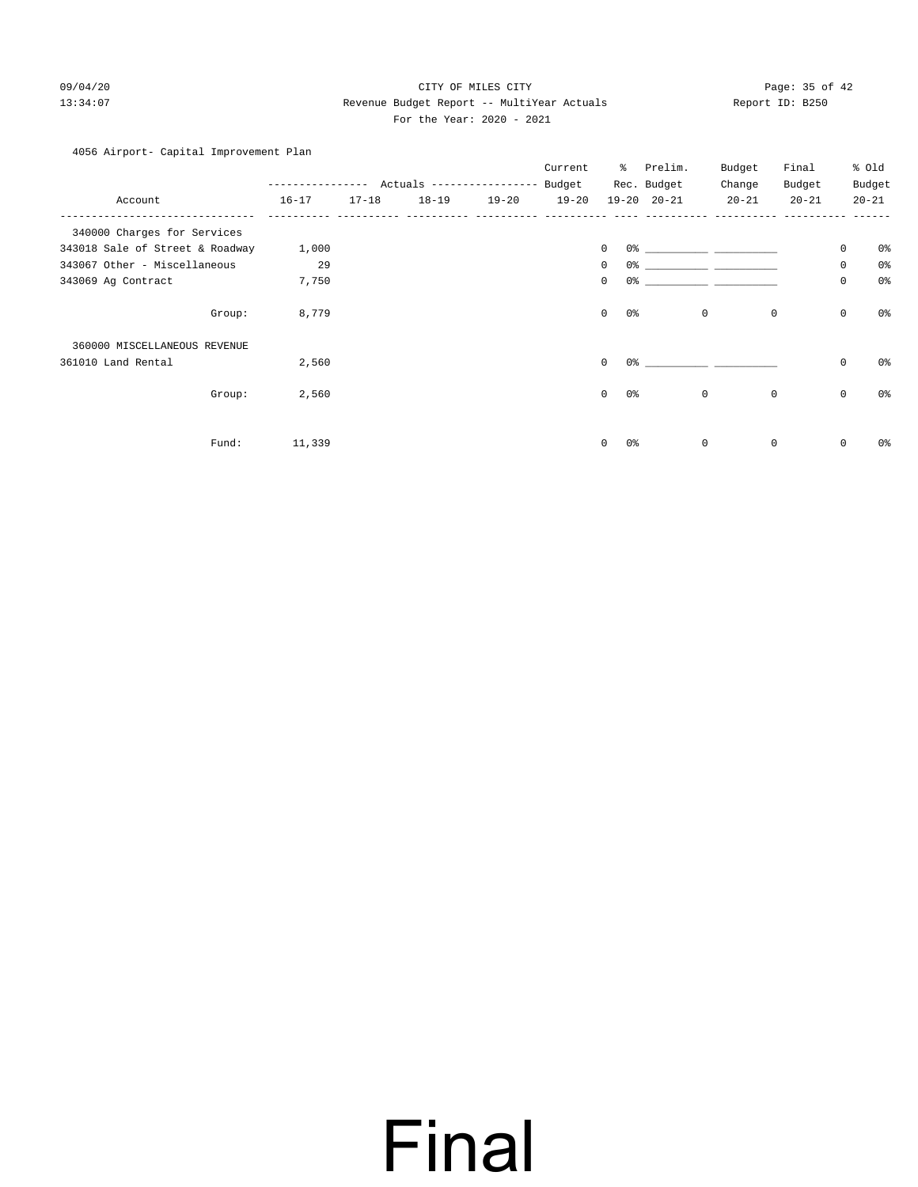CITY OF MILES CITY

Revenue Budget Report -- MultiYear Actuals

For the Year: 2020 - 2021

4056 Airport- Capital Improvement Plan

| Account | Actuals 16-17 | Actuals 17-18 | Actuals 18-19 | Actuals 19-20 | Current Budget 19-20 | % Rec. 19-20 | Prelim. Budget 20-21 | Budget Change 20-21 | Final Budget 20-21 | % Old Budget 20-21 |
|---|---|---|---|---|---|---|---|---|---|---|
| 340000 Charges for Services | | | | | | | | | | |
| 343018 Sale of Street & Roadway | 1,000 | | | | 0 | 0% | ___________ | ___________ | 0 | 0% |
| 343067 Other - Miscellaneous | 29 | | | | 0 | 0% | ___________ | ___________ | 0 | 0% |
| 343069 Ag Contract | 7,750 | | | | 0 | 0% | ___________ | ___________ | 0 | 0% |
| Group: | 8,779 | | | | 0 | 0% | 0 | 0 | 0 | 0% |
| 360000 MISCELLANEOUS REVENUE | | | | | | | | | | |
| 361010 Land Rental | 2,560 | | | | 0 | 0% | ___________ | ___________ | 0 | 0% |
| Group: | 2,560 | | | | 0 | 0% | 0 | 0 | 0 | 0% |
| Fund: | 11,339 | | | | 0 | 0% | 0 | 0 | 0 | 0% |

Final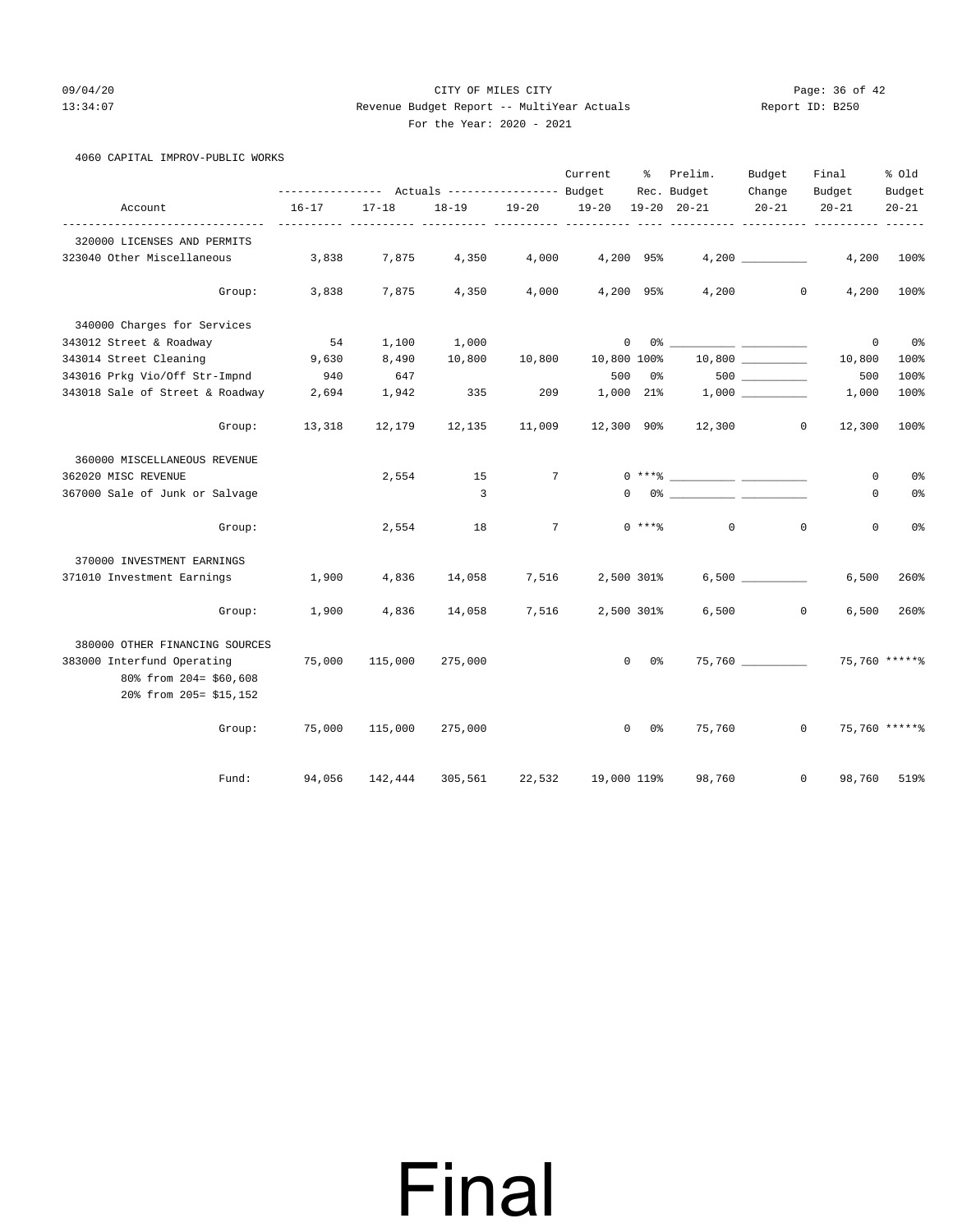CITY OF MILES CITY

Revenue Budget Report -- MultiYear Actuals

For the Year: 2020 - 2021

## 4060 CAPITAL IMPROV-PUBLIC WORKS

| Account | Actuals 16-17 | Actuals 17-18 | Actuals 18-19 | Actuals 19-20 | Current Budget 19-20 | % Rec. 19-20 | Prelim. Budget 20-21 | Budget Change 20-21 | Final Budget 20-21 | % Old Budget 20-21 |
|---|---|---|---|---|---|---|---|---|---|---|
| **320000 LICENSES AND PERMITS** | | | | | | | | | | |
| 323040 Other Miscellaneous | 3,838 | 7,875 | 4,350 | 4,000 | 4,200 | 95% | 4,200 | __________ | 4,200 | 100% |
| Group: | 3,838 | 7,875 | 4,350 | 4,000 | 4,200 | 95% | 4,200 | 0 | 4,200 | 100% |
| **340000 Charges for Services** | | | | | | | | | | |
| 343012 Street & Roadway | 54 | 1,100 | 1,000 | | 0 | 0% | __________ | __________ | 0 | 0% |
| 343014 Street Cleaning | 9,630 | 8,490 | 10,800 | 10,800 | 10,800 | 100% | 10,800 | __________ | 10,800 | 100% |
| 343016 Prkg Vio/Off Str-Impnd | 940 | 647 | | | 500 | 0% | 500 | __________ | 500 | 100% |
| 343018 Sale of Street & Roadway | 2,694 | 1,942 | 335 | 209 | 1,000 | 21% | 1,000 | __________ | 1,000 | 100% |
| Group: | 13,318 | 12,179 | 12,135 | 11,009 | 12,300 | 90% | 12,300 | 0 | 12,300 | 100% |
| **360000 MISCELLANEOUS REVENUE** | | | | | | | | | | |
| 362020 MISC REVENUE | | 2,554 | 15 | 7 | 0 | ***% | __________ | __________ | 0 | 0% |
| 367000 Sale of Junk or Salvage | | | 3 | | 0 | 0% | __________ | __________ | 0 | 0% |
| Group: | | 2,554 | 18 | 7 | 0 | ***% | 0 | 0 | 0 | 0% |
| **370000 INVESTMENT EARNINGS** | | | | | | | | | | |
| 371010 Investment Earnings | 1,900 | 4,836 | 14,058 | 7,516 | 2,500 | 301% | 6,500 | __________ | 6,500 | 260% |
| Group: | 1,900 | 4,836 | 14,058 | 7,516 | 2,500 | 301% | 6,500 | 0 | 6,500 | 260% |
| **380000 OTHER FINANCING SOURCES** | | | | | | | | | | |
| 383000 Interfund Operating<br>80% from 204= $60,608<br>20% from 205= $15,152 | 75,000 | 115,000 | 275,000 | | 0 | 0% | 75,760 | __________ | 75,760 | *****% |
| Group: | 75,000 | 115,000 | 275,000 | | 0 | 0% | 75,760 | 0 | 75,760 | *****% |
| Fund: | 94,056 | 142,444 | 305,561 | 22,532 | 19,000 | 119% | 98,760 | 0 | 98,760 | 519% |

# Final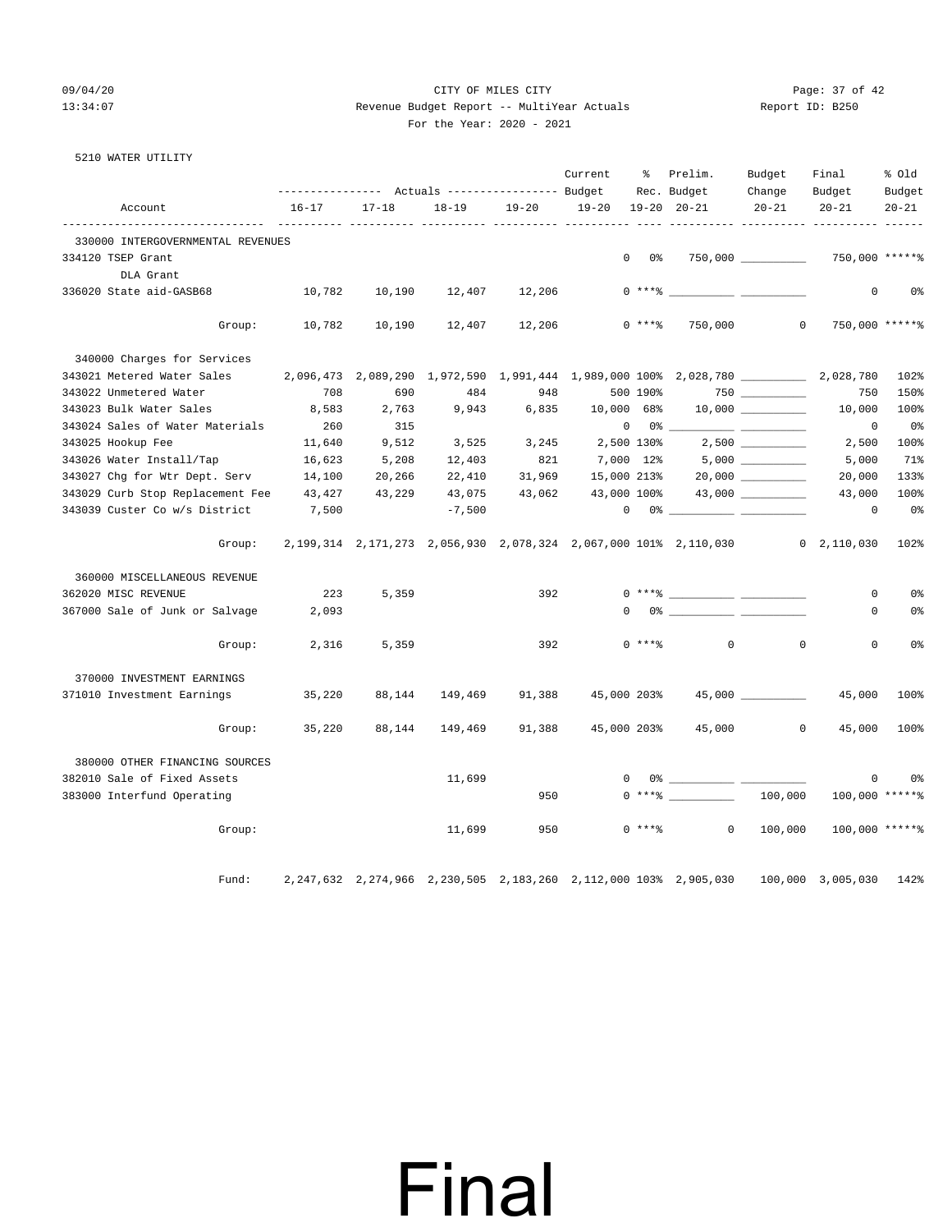CITY OF MILES CITY

Revenue Budget Report -- MultiYear Actuals

For the Year: 2020 - 2021

Report ID: B250

5210 WATER UTILITY

| Account | Actuals 16-17 | Actuals 17-18 | Actuals 18-19 | Actuals 19-20 | Current Budget 19-20 | % Rec. 19-20 | Prelim. Budget 20-21 | Budget Change 20-21 | Final Budget 20-21 | % Old Budget 20-21 |
|---|---|---|---|---|---|---|---|---|---|---|
| 330000 INTERGOVERNMENTAL REVENUES | | | | | | | | | | |
| 334120 TSEP Grant | | | | | 0 | 0% | 750,000 | __________ | 750,000 | *****% |
| DLA Grant | | | | | | | | | | |
| 336020 State aid-GASB68 | 10,782 | 10,190 | 12,407 | 12,206 | 0 | ***% | __________ | __________ | 0 | 0% |
| Group: | 10,782 | 10,190 | 12,407 | 12,206 | 0 | ***% | 750,000 | 0 | 750,000 | *****% |
| 340000 Charges for Services | | | | | | | | | | |
| 343021 Metered Water Sales | 2,096,473 | 2,089,290 | 1,972,590 | 1,991,444 | 1,989,000 | 100% | 2,028,780 | __________ | 2,028,780 | 102% |
| 343022 Unmetered Water | 708 | 690 | 484 | 948 | 500 | 190% | 750 | __________ | 750 | 150% |
| 343023 Bulk Water Sales | 8,583 | 2,763 | 9,943 | 6,835 | 10,000 | 68% | 10,000 | __________ | 10,000 | 100% |
| 343024 Sales of Water Materials | 260 | 315 | | | 0 | 0% | __________ | __________ | 0 | 0% |
| 343025 Hookup Fee | 11,640 | 9,512 | 3,525 | 3,245 | 2,500 | 130% | 2,500 | __________ | 2,500 | 100% |
| 343026 Water Install/Tap | 16,623 | 5,208 | 12,403 | 821 | 7,000 | 12% | 5,000 | __________ | 5,000 | 71% |
| 343027 Chg for Wtr Dept. Serv | 14,100 | 20,266 | 22,410 | 31,969 | 15,000 | 213% | 20,000 | __________ | 20,000 | 133% |
| 343029 Curb Stop Replacement Fee | 43,427 | 43,229 | 43,075 | 43,062 | 43,000 | 100% | 43,000 | __________ | 43,000 | 100% |
| 343039 Custer Co w/s District | 7,500 | | -7,500 | | 0 | 0% | __________ | __________ | 0 | 0% |
| Group: | 2,199,314 | 2,171,273 | 2,056,930 | 2,078,324 | 2,067,000 | 101% | 2,110,030 | 0 | 2,110,030 | 102% |
| 360000 MISCELLANEOUS REVENUE | | | | | | | | | | |
| 362020 MISC REVENUE | 223 | 5,359 | | 392 | 0 | ***% | __________ | __________ | 0 | 0% |
| 367000 Sale of Junk or Salvage | 2,093 | | | | 0 | 0% | __________ | __________ | 0 | 0% |
| Group: | 2,316 | 5,359 | | 392 | 0 | ***% | 0 | 0 | 0 | 0% |
| 370000 INVESTMENT EARNINGS | | | | | | | | | | |
| 371010 Investment Earnings | 35,220 | 88,144 | 149,469 | 91,388 | 45,000 | 203% | 45,000 | __________ | 45,000 | 100% |
| Group: | 35,220 | 88,144 | 149,469 | 91,388 | 45,000 | 203% | 45,000 | 0 | 45,000 | 100% |
| 380000 OTHER FINANCING SOURCES | | | | | | | | | | |
| 382010 Sale of Fixed Assets | | | 11,699 | | 0 | 0% | __________ | __________ | 0 | 0% |
| 383000 Interfund Operating | | | | 950 | 0 | ***% | __________ | 100,000 | 100,000 | *****% |
| Group: | | | 11,699 | 950 | 0 | ***% | 0 | 100,000 | 100,000 | *****% |
| Fund: | 2,247,632 | 2,274,966 | 2,230,505 | 2,183,260 | 2,112,000 | 103% | 2,905,030 | 100,000 | 3,005,030 | 142% |

# Final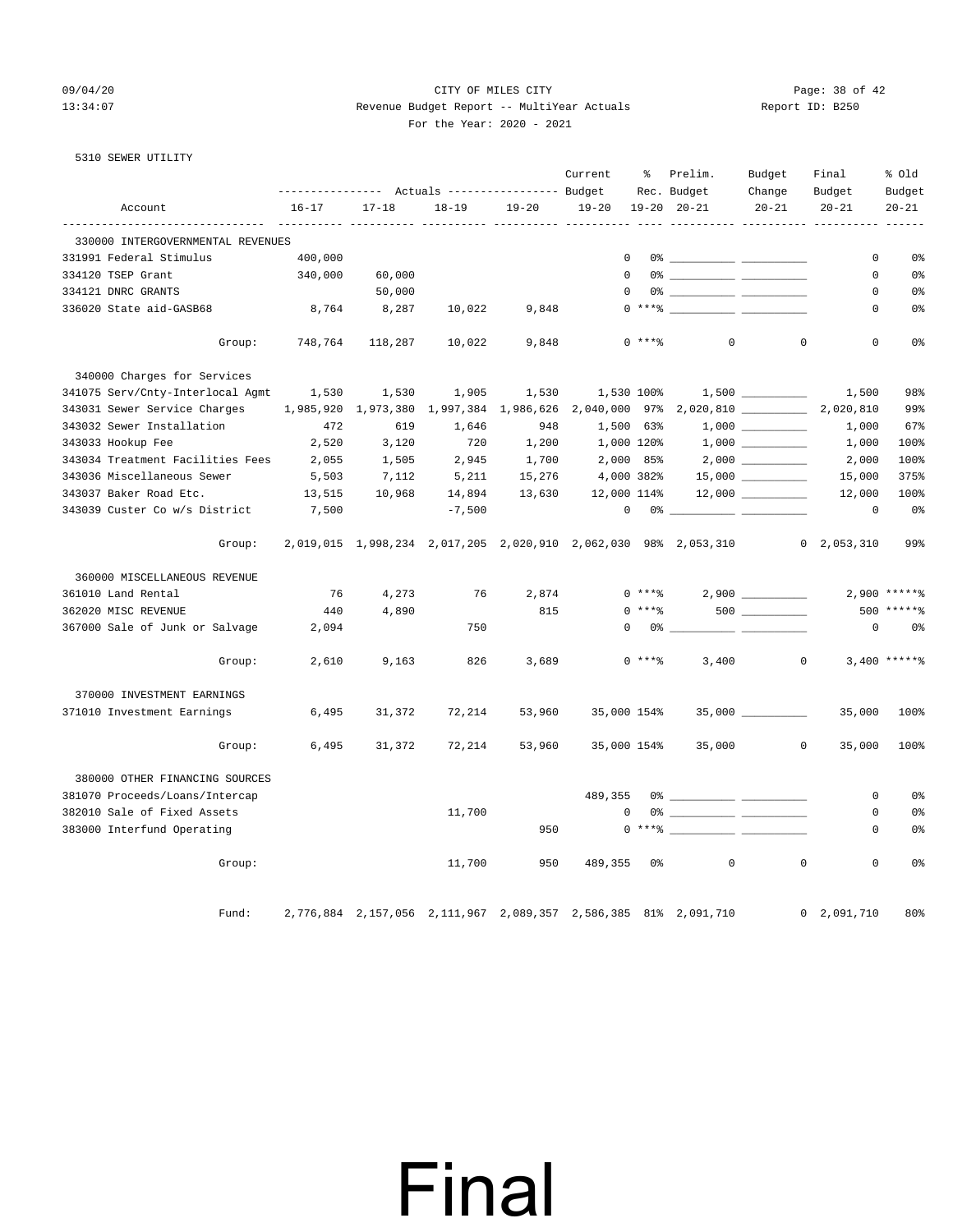CITY OF MILES CITY

Revenue Budget Report -- MultiYear Actuals

For the Year: 2020 - 2021

5310 SEWER UTILITY

| Account | Actuals 16-17 | Actuals 17-18 | Actuals 18-19 | Actuals 19-20 | Current Budget 19-20 | % Rec. 19-20 | Prelim. Budget 20-21 | Budget Change 20-21 | Final Budget 20-21 | % Old Budget 20-21 |
|---|---|---|---|---|---|---|---|---|---|---|
| **330000 INTERGOVERNMENTAL REVENUES** | | | | | | | | | | |
| 331991 Federal Stimulus | 400,000 | | | | 0 | 0% | __________ | __________ | 0 | 0% |
| 334120 TSEP Grant | 340,000 | 60,000 | | | 0 | 0% | __________ | __________ | 0 | 0% |
| 334121 DNRC GRANTS | | 50,000 | | | 0 | 0% | __________ | __________ | 0 | 0% |
| 336020 State aid-GASB68 | 8,764 | 8,287 | 10,022 | 9,848 | 0 | ***% | __________ | __________ | 0 | 0% |
| Group: | 748,764 | 118,287 | 10,022 | 9,848 | 0 | ***% | 0 | 0 | 0 | 0% |
| **340000 Charges for Services** | | | | | | | | | | |
| 341075 Serv/Cnty-Interlocal Agmt | 1,530 | 1,530 | 1,905 | 1,530 | 1,530 | 100% | 1,500 | __________ | 1,500 | 98% |
| 343031 Sewer Service Charges | 1,985,920 | 1,973,380 | 1,997,384 | 1,986,626 | 2,040,000 | 97% | 2,020,810 | __________ | 2,020,810 | 99% |
| 343032 Sewer Installation | 472 | 619 | 1,646 | 948 | 1,500 | 63% | 1,000 | __________ | 1,000 | 67% |
| 343033 Hookup Fee | 2,520 | 3,120 | 720 | 1,200 | 1,000 | 120% | 1,000 | __________ | 1,000 | 100% |
| 343034 Treatment Facilities Fees | 2,055 | 1,505 | 2,945 | 1,700 | 2,000 | 85% | 2,000 | __________ | 2,000 | 100% |
| 343036 Miscellaneous Sewer | 5,503 | 7,112 | 5,211 | 15,276 | 4,000 | 382% | 15,000 | __________ | 15,000 | 375% |
| 343037 Baker Road Etc. | 13,515 | 10,968 | 14,894 | 13,630 | 12,000 | 114% | 12,000 | __________ | 12,000 | 100% |
| 343039 Custer Co w/s District | 7,500 | | -7,500 | | 0 | 0% | __________ | __________ | 0 | 0% |
| Group: | 2,019,015 | 1,998,234 | 2,017,205 | 2,020,910 | 2,062,030 | 98% | 2,053,310 | 0 | 2,053,310 | 99% |
| **360000 MISCELLANEOUS REVENUE** | | | | | | | | | | |
| 361010 Land Rental | 76 | 4,273 | 76 | 2,874 | 0 | ***% | 2,900 | __________ | 2,900 | *****% |
| 362020 MISC REVENUE | 440 | 4,890 | | 815 | 0 | ***% | 500 | __________ | 500 | *****% |
| 367000 Sale of Junk or Salvage | 2,094 | | 750 | | 0 | 0% | __________ | __________ | 0 | 0% |
| Group: | 2,610 | 9,163 | 826 | 3,689 | 0 | ***% | 3,400 | 0 | 3,400 | *****% |
| **370000 INVESTMENT EARNINGS** | | | | | | | | | | |
| 371010 Investment Earnings | 6,495 | 31,372 | 72,214 | 53,960 | 35,000 | 154% | 35,000 | __________ | 35,000 | 100% |
| Group: | 6,495 | 31,372 | 72,214 | 53,960 | 35,000 | 154% | 35,000 | 0 | 35,000 | 100% |
| **380000 OTHER FINANCING SOURCES** | | | | | | | | | | |
| 381070 Proceeds/Loans/Intercap | | | | | 489,355 | 0% | __________ | __________ | 0 | 0% |
| 382010 Sale of Fixed Assets | | | 11,700 | | 0 | 0% | __________ | __________ | 0 | 0% |
| 383000 Interfund Operating | | | | 950 | 0 | ***% | __________ | __________ | 0 | 0% |
| Group: | | | 11,700 | 950 | 489,355 | 0% | 0 | 0 | 0 | 0% |
| Fund: | 2,776,884 | 2,157,056 | 2,111,967 | 2,089,357 | 2,586,385 | 81% | 2,091,710 | 0 | 2,091,710 | 80% |

# Final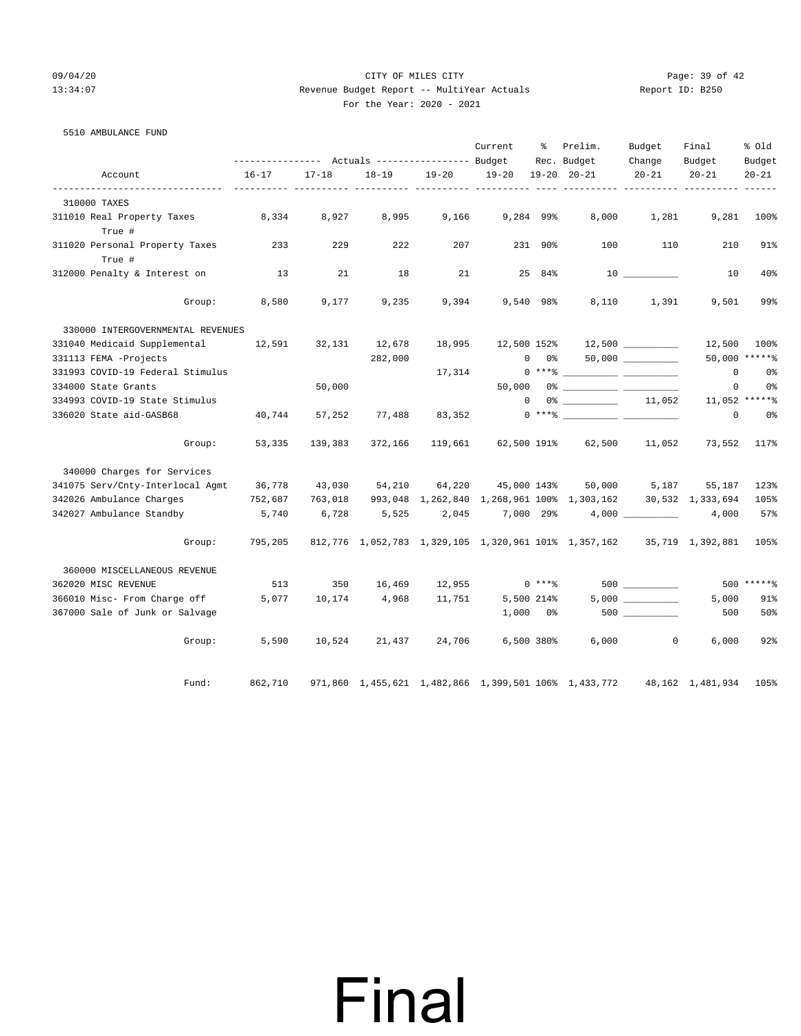CITY OF MILES CITY

Revenue Budget Report -- MultiYear Actuals

For the Year: 2020 - 2021

## 5510 AMBULANCE FUND

| Account | Actuals 16-17 | Actuals 17-18 | Actuals 18-19 | Actuals 19-20 | Current Budget 19-20 | % Rec. 19-20 | Prelim. Budget 20-21 | Budget Change 20-21 | Final Budget 20-21 | % Old Budget 20-21 |
|---|---|---|---|---|---|---|---|---|---|---|
| **310000 TAXES** | | | | | | | | | | |
| 311010 Real Property Taxes True # | 8,334 | 8,927 | 8,995 | 9,166 | 9,284 | 99% | 8,000 | 1,281 | 9,281 | 100% |
| 311020 Personal Property Taxes True # | 233 | 229 | 222 | 207 | 231 | 90% | 100 | 110 | 210 | 91% |
| 312000 Penalty & Interest on | 13 | 21 | 18 | 21 | 25 | 84% | 10 | __________ | 10 | 40% |
| Group: | 8,580 | 9,177 | 9,235 | 9,394 | 9,540 | 98% | 8,110 | 1,391 | 9,501 | 99% |
| **330000 INTERGOVERNMENTAL REVENUES** | | | | | | | | | | |
| 331040 Medicaid Supplemental | 12,591 | 32,131 | 12,678 | 18,995 | 12,500 | 152% | 12,500 | __________ | 12,500 | 100% |
| 331113 FEMA -Projects | | | 282,000 | | 0 | 0% | 50,000 | __________ | 50,000 | *****% |
| 331993 COVID-19 Federal Stimulus | | | | 17,314 | 0 | ***% | __________ | __________ | 0 | 0% |
| 334000 State Grants | | 50,000 | | | 50,000 | 0% | __________ | __________ | 0 | 0% |
| 334993 COVID-19 State Stimulus | | | | | 0 | 0% | __________ | 11,052 | 11,052 | *****% |
| 336020 State aid-GASB68 | 40,744 | 57,252 | 77,488 | 83,352 | 0 | ***% | __________ | __________ | 0 | 0% |
| Group: | 53,335 | 139,383 | 372,166 | 119,661 | 62,500 | 191% | 62,500 | 11,052 | 73,552 | 117% |
| **340000 Charges for Services** | | | | | | | | | | |
| 341075 Serv/Cnty-Interlocal Agmt | 36,778 | 43,030 | 54,210 | 64,220 | 45,000 | 143% | 50,000 | 5,187 | 55,187 | 123% |
| 342026 Ambulance Charges | 752,687 | 763,018 | 993,048 | 1,262,840 | 1,268,961 | 100% | 1,303,162 | 30,532 | 1,333,694 | 105% |
| 342027 Ambulance Standby | 5,740 | 6,728 | 5,525 | 2,045 | 7,000 | 29% | 4,000 | __________ | 4,000 | 57% |
| Group: | 795,205 | 812,776 | 1,052,783 | 1,329,105 | 1,320,961 | 101% | 1,357,162 | 35,719 | 1,392,881 | 105% |
| **360000 MISCELLANEOUS REVENUE** | | | | | | | | | | |
| 362020 MISC REVENUE | 513 | 350 | 16,469 | 12,955 | 0 | ***% | 500 | __________ | 500 | *****% |
| 366010 Misc- From Charge off | 5,077 | 10,174 | 4,968 | 11,751 | 5,500 | 214% | 5,000 | __________ | 5,000 | 91% |
| 367000 Sale of Junk or Salvage | | | | | 1,000 | 0% | 500 | __________ | 500 | 50% |
| Group: | 5,590 | 10,524 | 21,437 | 24,706 | 6,500 | 380% | 6,000 | 0 | 6,000 | 92% |
| Fund: | 862,710 | 971,860 | 1,455,621 | 1,482,866 | 1,399,501 | 106% | 1,433,772 | 48,162 | 1,481,934 | 105% |

# Final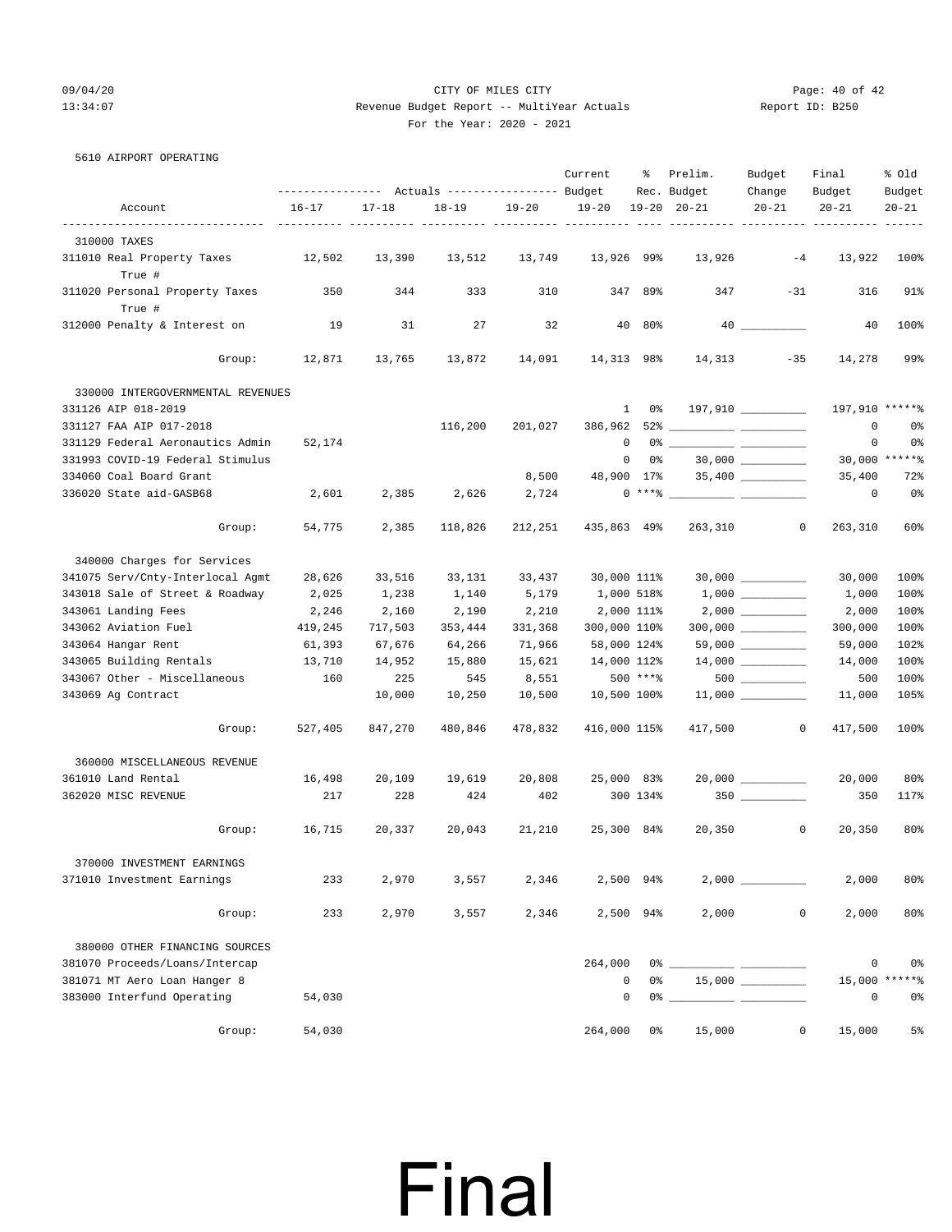CITY OF MILES CITY

Revenue Budget Report -- MultiYear Actuals

For the Year: 2020 - 2021

5610 AIRPORT OPERATING

| Account | Actuals 16-17 | Actuals 17-18 | Actuals 18-19 | Actuals 19-20 | Current Budget 19-20 | % Rec. 19-20 | Prelim. Budget 20-21 | Budget Change 20-21 | Final Budget 20-21 | % Old Budget 20-21 |
|---|---|---|---|---|---|---|---|---|---|---|
| **310000 TAXES** | | | | | | | | | | |
| 311010 Real Property Taxes True # | 12,502 | 13,390 | 13,512 | 13,749 | 13,926 | 99% | 13,926 | -4 | 13,922 | 100% |
| 311020 Personal Property Taxes True # | 350 | 344 | 333 | 310 | 347 | 89% | 347 | -31 | 316 | 91% |
| 312000 Penalty & Interest on | 19 | 31 | 27 | 32 | 40 | 80% | 40 | __________ | 40 | 100% |
| Group: | 12,871 | 13,765 | 13,872 | 14,091 | 14,313 | 98% | 14,313 | -35 | 14,278 | 99% |
| **330000 INTERGOVERNMENTAL REVENUES** | | | | | | | | | | |
| 331126 AIP 018-2019 | | | | | 1 | 0% | 197,910 | __________ | 197,910 | *****% |
| 331127 FAA AIP 017-2018 | | | 116,200 | 201,027 | 386,962 | 52% | __________ | __________ | 0 | 0% |
| 331129 Federal Aeronautics Admin | 52,174 | | | | 0 | | __________ | __________ | 0 | 0% |
| 331993 COVID-19 Federal Stimulus | | | | | 0 | 0% | 30,000 | __________ | 30,000 | *****% |
| 334060 Coal Board Grant | | | | 8,500 | 48,900 | 17% | 35,400 | __________ | 35,400 | 72% |
| 336020 State aid-GASB68 | 2,601 | 2,385 | 2,626 | 2,724 | 0 | ***% | __________ | __________ | 0 | 0% |
| Group: | 54,775 | 2,385 | 118,826 | 212,251 | 435,863 | 49% | 263,310 | 0 | 263,310 | 60% |
| **340000 Charges for Services** | | | | | | | | | | |
| 341075 Serv/Cnty-Interlocal Agmt | 28,626 | 33,516 | 33,131 | 33,437 | 30,000 | 111% | 30,000 | __________ | 30,000 | 100% |
| 343018 Sale of Street & Roadway | 2,025 | 1,238 | 1,140 | 5,179 | 1,000 | 518% | 1,000 | __________ | 1,000 | 100% |
| 343061 Landing Fees | 2,246 | 2,160 | 2,190 | 2,210 | 2,000 | 111% | 2,000 | __________ | 2,000 | 100% |
| 343062 Aviation Fuel | 419,245 | 717,503 | 353,444 | 331,368 | 300,000 | 110% | 300,000 | __________ | 300,000 | 100% |
| 343064 Hangar Rent | 61,393 | 67,676 | 64,266 | 71,966 | 58,000 | 124% | 59,000 | __________ | 59,000 | 102% |
| 343065 Building Rentals | 13,710 | 14,952 | 15,880 | 15,621 | 14,000 | 112% | 14,000 | __________ | 14,000 | 100% |
| 343067 Other - Miscellaneous | 160 | 225 | 545 | 8,551 | 500 | ***% | 500 | __________ | 500 | 100% |
| 343069 Ag Contract | | 10,000 | 10,250 | 10,500 | 10,500 | 100% | 11,000 | __________ | 11,000 | 105% |
| Group: | 527,405 | 847,270 | 480,846 | 478,832 | 416,000 | 115% | 417,500 | 0 | 417,500 | 100% |
| **360000 MISCELLANEOUS REVENUE** | | | | | | | | | | |
| 361010 Land Rental | 16,498 | 20,109 | 19,619 | 20,808 | 25,000 | 83% | 20,000 | __________ | 20,000 | 80% |
| 362020 MISC REVENUE | 217 | 228 | 424 | 402 | 300 | 134% | 350 | __________ | 350 | 117% |
| Group: | 16,715 | 20,337 | 20,043 | 21,210 | 25,300 | 84% | 20,350 | 0 | 20,350 | 80% |
| **370000 INVESTMENT EARNINGS** | | | | | | | | | | |
| 371010 Investment Earnings | 233 | 2,970 | 3,557 | 2,346 | 2,500 | 94% | 2,000 | __________ | 2,000 | 80% |
| Group: | 233 | 2,970 | 3,557 | 2,346 | 2,500 | 94% | 2,000 | 0 | 2,000 | 80% |
| **380000 OTHER FINANCING SOURCES** | | | | | | | | | | |
| 381070 Proceeds/Loans/Intercap | | | | | 264,000 | 0% | __________ | __________ | 0 | 0% |
| 381071 MT Aero Loan Hanger 8 | | | | | 0 | 0% | 15,000 | __________ | 15,000 | *****% |
| 383000 Interfund Operating | 54,030 | | | | 0 | 0% | __________ | __________ | 0 | 0% |
| Group: | 54,030 | | | | 264,000 | 0% | 15,000 | 0 | 15,000 | 5% |

Final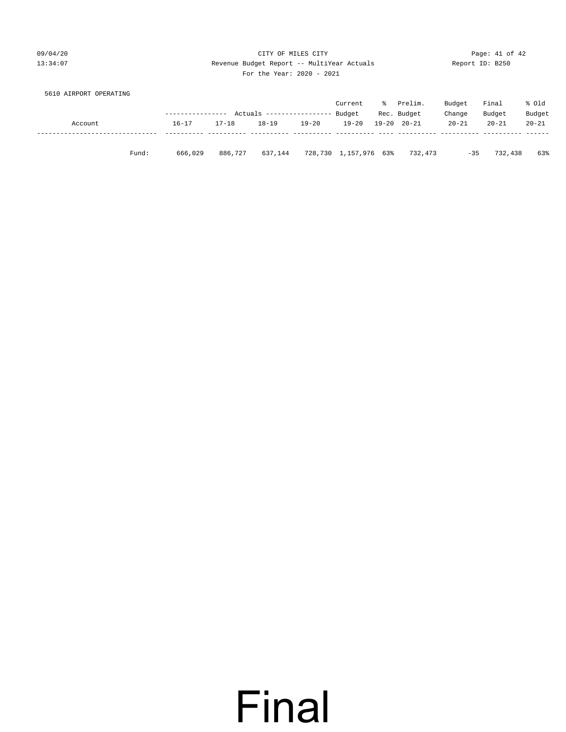5610 AIRPORT OPERATING

| Account | Actuals 16-17 | Actuals 17-18 | Actuals 18-19 | Actuals 19-20 | Current Budget 19-20 | % Rec. 19-20 | Prelim. Budget 20-21 | Budget Change 20-21 | Final Budget 20-21 | % Old Budget 20-21 |
|---|---|---|---|---|---|---|---|---|---|---|
| Fund: | 666,029 | 886,727 | 637,144 | 728,730 | 1,157,976 | 63% | 732,473 | -35 | 732,438 | 63% |

# Final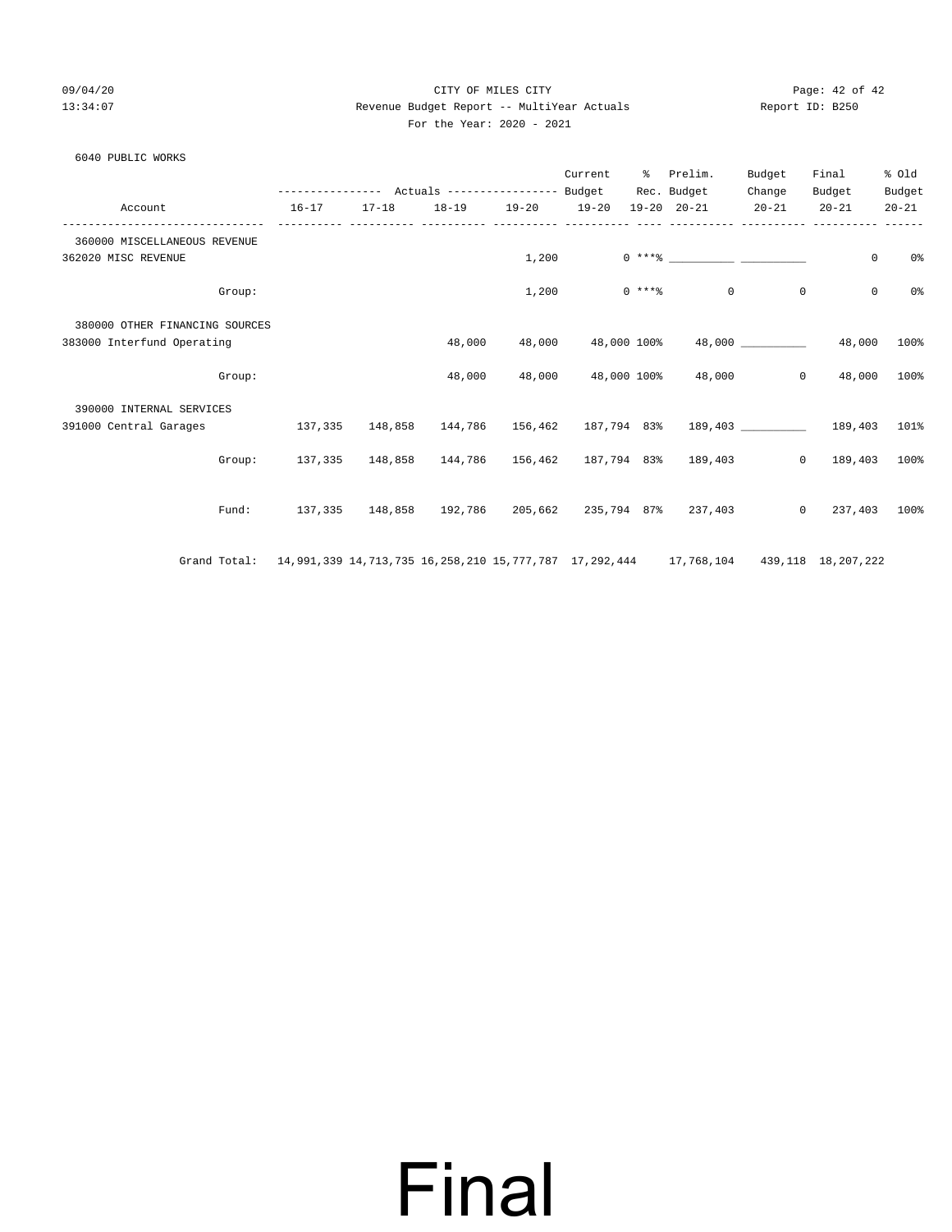6040 PUBLIC WORKS

| Account | Actuals 16-17 | Actuals 17-18 | Actuals 18-19 | Actuals 19-20 | Current Budget 19-20 | % Rec. 19-20 | Prelim. Budget 20-21 | Budget Change 20-21 | Final Budget 20-21 | % Old Budget 20-21 |
|---|---|---|---|---|---|---|---|---|---|---|
| 360000 MISCELLANEOUS REVENUE | | | | | | | | | | |
| 362020 MISC REVENUE | | | | 1,200 | 0 | ***% | __________ | __________ | 0 | 0% |
| Group: | | | | 1,200 | 0 | ***% | 0 | 0 | 0 | 0% |
| 380000 OTHER FINANCING SOURCES | | | | | | | | | | |
| 383000 Interfund Operating | | | 48,000 | 48,000 | 48,000 | 100% | 48,000 | __________ | 48,000 | 100% |
| Group: | | | 48,000 | 48,000 | 48,000 | 100% | 48,000 | 0 | 48,000 | 100% |
| 390000 INTERNAL SERVICES | | | | | | | | | | |
| 391000 Central Garages | 137,335 | 148,858 | 144,786 | 156,462 | 187,794 | 83% | 189,403 | __________ | 189,403 | 101% |
| Group: | 137,335 | 148,858 | 144,786 | 156,462 | 187,794 | 83% | 189,403 | 0 | 189,403 | 100% |
| Fund: | 137,335 | 148,858 | 192,786 | 205,662 | 235,794 | 87% | 237,403 | 0 | 237,403 | 100% |
| Grand Total: | 14,991,339 | 14,713,735 | 16,258,210 | 15,777,787 | 17,292,444 | | 17,768,104 | 439,118 | 18,207,222 | |

Final